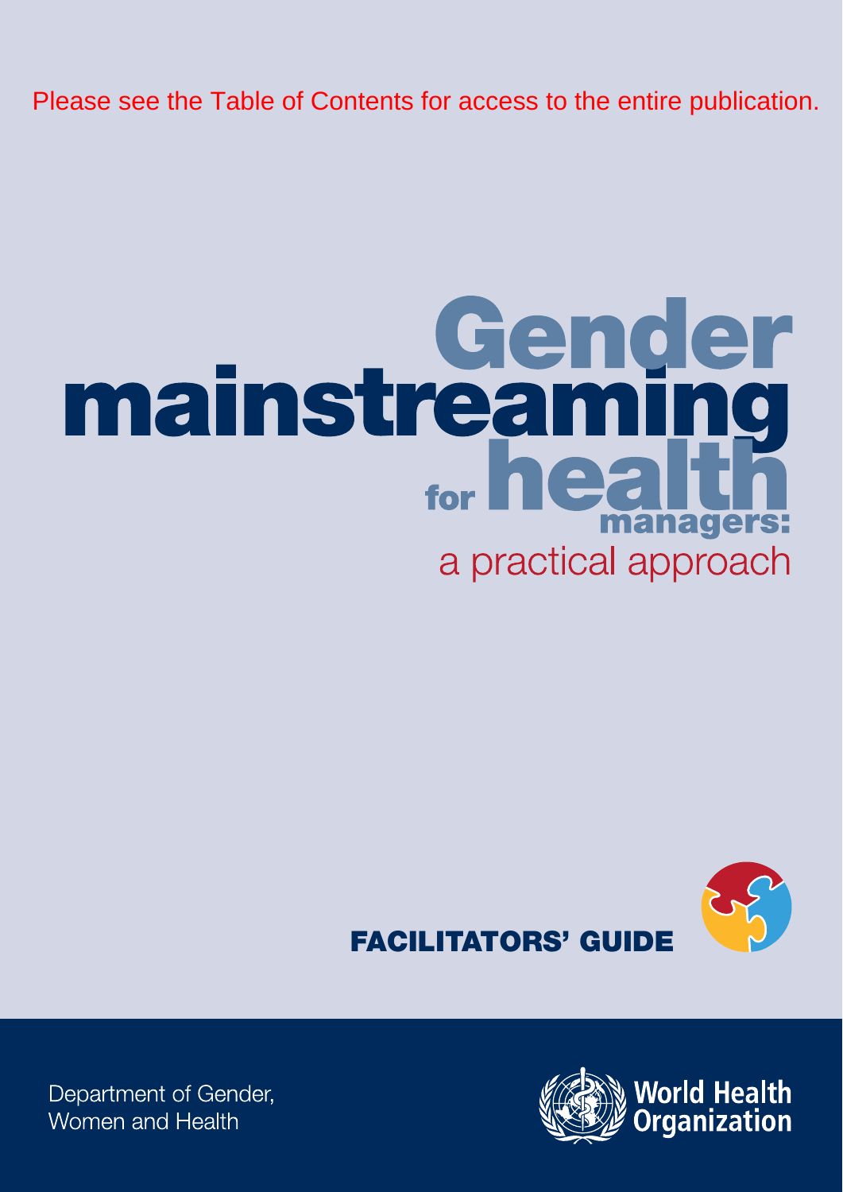Please see the Table of Contents for access to the entire publication.

# Gender mainstreaming for health managers: a practical approach

## FACILITATORS' GUIDE

Department of Gender, Women and Health

World Health Organization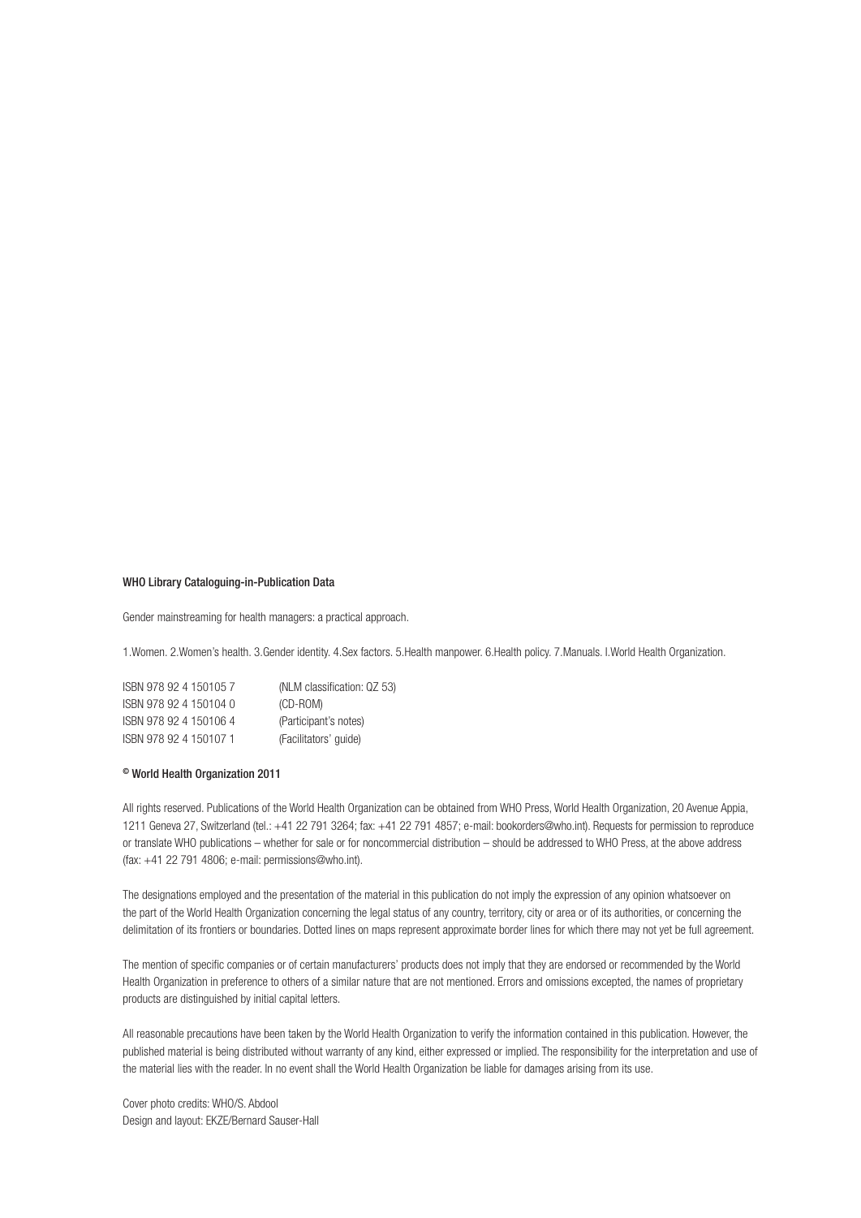**WHO Library Cataloguing-in-Publication Data**

Gender mainstreaming for health managers: a practical approach.

1.Women. 2.Women's health. 3.Gender identity. 4.Sex factors. 5.Health manpower. 6.Health policy. 7.Manuals. I.World Health Organization.

| | |
|---|---|
| ISBN 978 92 4 150105 7 | (NLM classification: QZ 53) |
| ISBN 978 92 4 150104 0 | (CD-ROM) |
| ISBN 978 92 4 150106 4 | (Participant's notes) |
| ISBN 978 92 4 150107 1 | (Facilitators' guide) |

**© World Health Organization 2011**

All rights reserved. Publications of the World Health Organization can be obtained from WHO Press, World Health Organization, 20 Avenue Appia, 1211 Geneva 27, Switzerland (tel.: +41 22 791 3264; fax: +41 22 791 4857; e-mail: bookorders@who.int). Requests for permission to reproduce or translate WHO publications – whether for sale or for noncommercial distribution – should be addressed to WHO Press, at the above address (fax: +41 22 791 4806; e-mail: permissions@who.int).

The designations employed and the presentation of the material in this publication do not imply the expression of any opinion whatsoever on the part of the World Health Organization concerning the legal status of any country, territory, city or area or of its authorities, or concerning the delimitation of its frontiers or boundaries. Dotted lines on maps represent approximate border lines for which there may not yet be full agreement.

The mention of specific companies or of certain manufacturers' products does not imply that they are endorsed or recommended by the World Health Organization in preference to others of a similar nature that are not mentioned. Errors and omissions excepted, the names of proprietary products are distinguished by initial capital letters.

All reasonable precautions have been taken by the World Health Organization to verify the information contained in this publication. However, the published material is being distributed without warranty of any kind, either expressed or implied. The responsibility for the interpretation and use of the material lies with the reader. In no event shall the World Health Organization be liable for damages arising from its use.

Cover photo credits: WHO/S. Abdool
Design and layout: EKZE/Bernard Sauser-Hall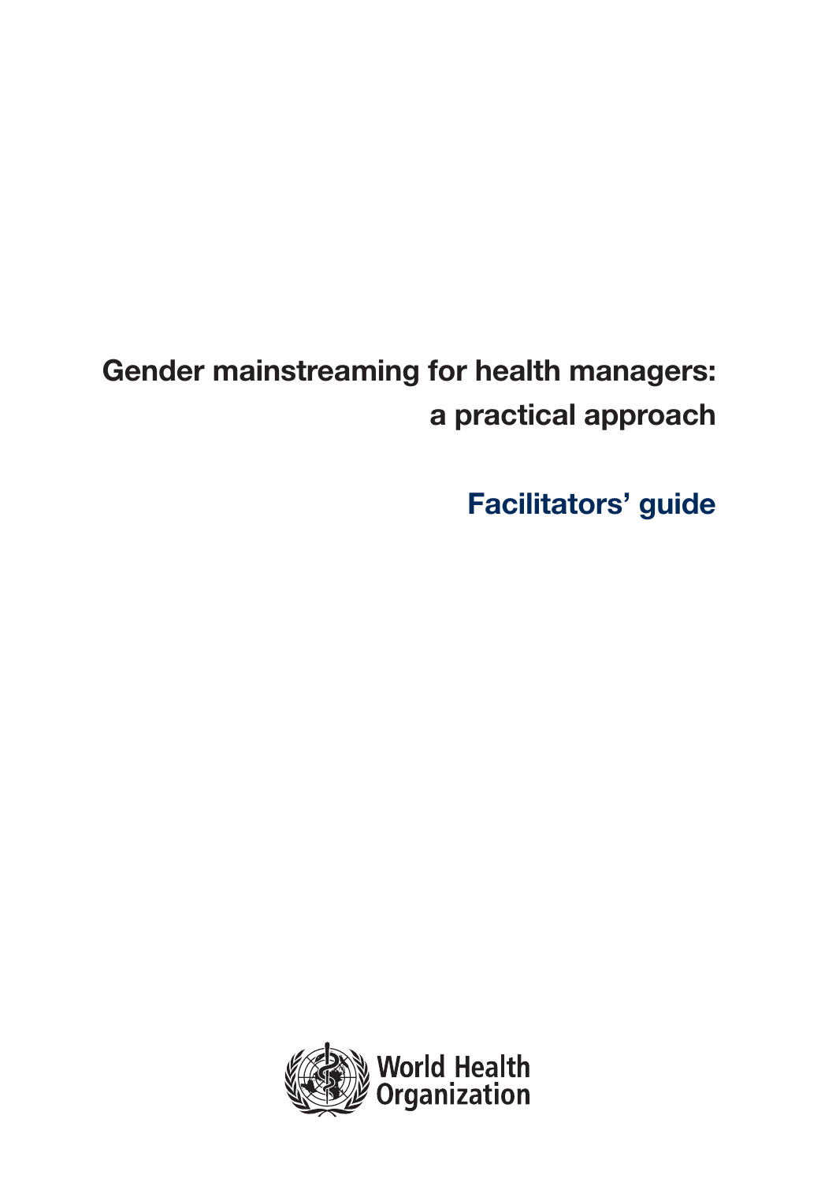# Gender mainstreaming for health managers: a practical approach

## Facilitators' guide

World Health Organization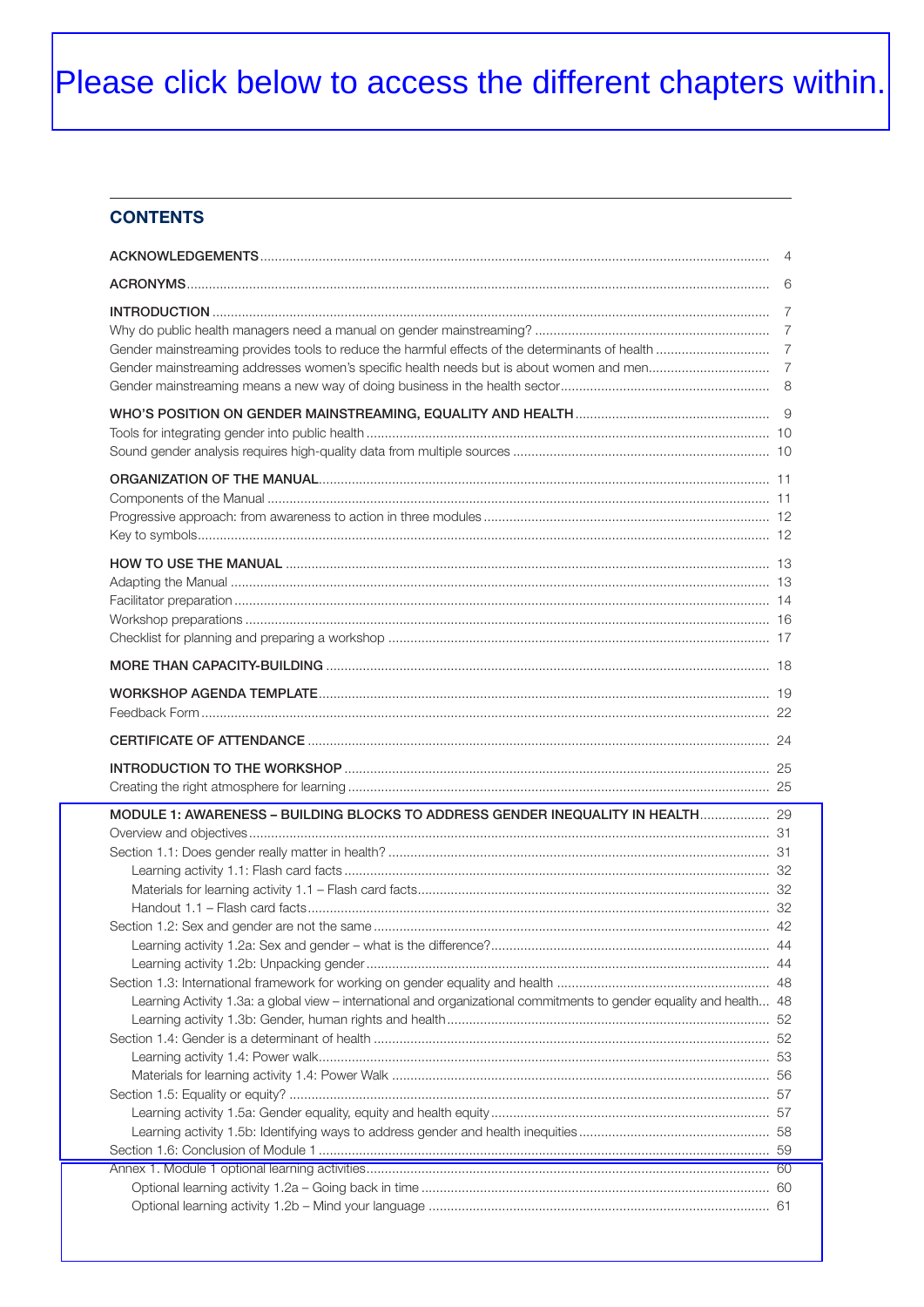Please click below to access the different chapters within.

## CONTENTS

ACKNOWLEDGEMENTS ... 4

ACRONYMS ... 6

INTRODUCTION ... 7
- Why do public health managers need a manual on gender mainstreaming? ... 7
- Gender mainstreaming provides tools to reduce the harmful effects of the determinants of health ... 7
- Gender mainstreaming addresses women's specific health needs but is about women and men... 7
- Gender mainstreaming means a new way of doing business in the health sector ... 8

WHO'S POSITION ON GENDER MAINSTREAMING, EQUALITY AND HEALTH ... 9
- Tools for integrating gender into public health ... 10
- Sound gender analysis requires high-quality data from multiple sources ... 10

ORGANIZATION OF THE MANUAL ... 11
- Components of the Manual ... 11
- Progressive approach: from awareness to action in three modules ... 12
- Key to symbols ... 12

HOW TO USE THE MANUAL ... 13
- Adapting the Manual ... 13
- Facilitator preparation ... 14
- Workshop preparations ... 16
- Checklist for planning and preparing a workshop ... 17

MORE THAN CAPACITY-BUILDING ... 18

WORKSHOP AGENDA TEMPLATE ... 19
- Feedback Form ... 22

CERTIFICATE OF ATTENDANCE ... 24

INTRODUCTION TO THE WORKSHOP ... 25
- Creating the right atmosphere for learning ... 25

MODULE 1: AWARENESS – BUILDING BLOCKS TO ADDRESS GENDER INEQUALITY IN HEALTH ... 29
- Overview and objectives ... 31
- Section 1.1: Does gender really matter in health? ... 31
  - Learning activity 1.1: Flash card facts ... 32
  - Materials for learning activity 1.1 – Flash card facts ... 32
  - Handout 1.1 – Flash card facts ... 32
- Section 1.2: Sex and gender are not the same ... 42
  - Learning activity 1.2a: Sex and gender – what is the difference? ... 44
  - Learning activity 1.2b: Unpacking gender ... 44
- Section 1.3: International framework for working on gender equality and health ... 48
  - Learning Activity 1.3a: a global view – international and organizational commitments to gender equality and health... 48
  - Learning activity 1.3b: Gender, human rights and health ... 52
- Section 1.4: Gender is a determinant of health ... 52
  - Learning activity 1.4: Power walk ... 53
  - Materials for learning activity 1.4: Power Walk ... 56
- Section 1.5: Equality or equity? ... 57
  - Learning activity 1.5a: Gender equality, equity and health equity ... 57
  - Learning activity 1.5b: Identifying ways to address gender and health inequities ... 58
- Section 1.6: Conclusion of Module 1 ... 59
- Annex 1. Module 1 optional learning activities ... 60
  - Optional learning activity 1.2a – Going back in time ... 60
  - Optional learning activity 1.2b – Mind your language ... 61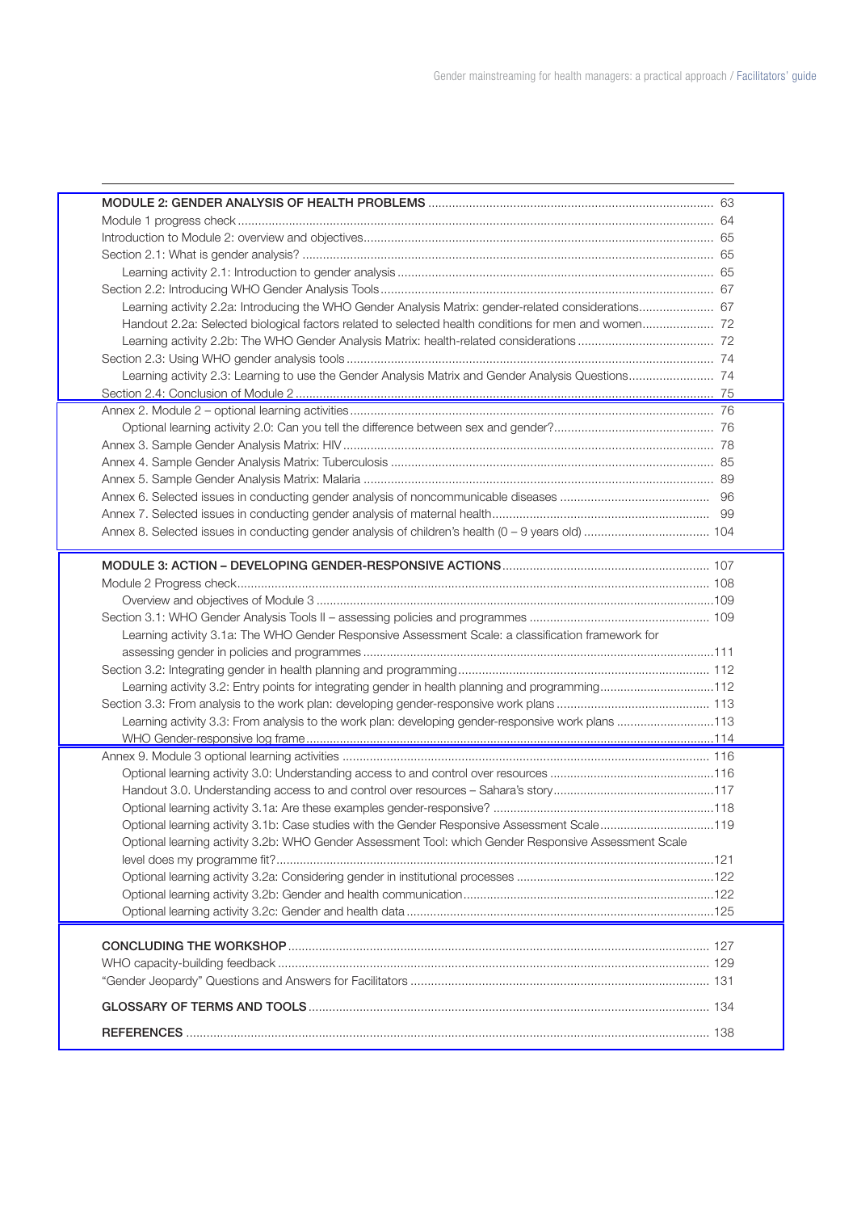| | |
|---|---|
| **MODULE 2: GENDER ANALYSIS OF HEALTH PROBLEMS** | 63 |
| Module 1 progress check | 64 |
| Introduction to Module 2: overview and objectives | 65 |
| Section 2.1: What is gender analysis? | 65 |
| Learning activity 2.1: Introduction to gender analysis | 65 |
| Section 2.2: Introducing WHO Gender Analysis Tools | 67 |
| Learning activity 2.2a: Introducing the WHO Gender Analysis Matrix: gender-related considerations | 67 |
| Handout 2.2a: Selected biological factors related to selected health conditions for men and women | 72 |
| Learning activity 2.2b: The WHO Gender Analysis Matrix: health-related considerations | 72 |
| Section 2.3: Using WHO gender analysis tools | 74 |
| Learning activity 2.3: Learning to use the Gender Analysis Matrix and Gender Analysis Questions | 74 |
| Section 2.4: Conclusion of Module 2 | 75 |
| Annex 2. Module 2 – optional learning activities | 76 |
| Optional learning activity 2.0: Can you tell the difference between sex and gender? | 76 |
| Annex 3. Sample Gender Analysis Matrix: HIV | 78 |
| Annex 4. Sample Gender Analysis Matrix: Tuberculosis | 85 |
| Annex 5. Sample Gender Analysis Matrix: Malaria | 89 |
| Annex 6. Selected issues in conducting gender analysis of noncommunicable diseases | 96 |
| Annex 7. Selected issues in conducting gender analysis of maternal health | 99 |
| Annex 8. Selected issues in conducting gender analysis of children's health (0 – 9 years old) | 104 |
| **MODULE 3: ACTION – DEVELOPING GENDER-RESPONSIVE ACTIONS** | 107 |
| Module 2 Progress check | 108 |
| Overview and objectives of Module 3 | 109 |
| Section 3.1: WHO Gender Analysis Tools II – assessing policies and programmes | 109 |
| Learning activity 3.1a: The WHO Gender Responsive Assessment Scale: a classification framework for assessing gender in policies and programmes | 111 |
| Section 3.2: Integrating gender in health planning and programming | 112 |
| Learning activity 3.2: Entry points for integrating gender in health planning and programming | 112 |
| Section 3.3: From analysis to the work plan: developing gender-responsive work plans | 113 |
| Learning activity 3.3: From analysis to the work plan: developing gender-responsive work plans | 113 |
| WHO Gender-responsive log frame | 114 |
| Annex 9. Module 3 optional learning activities | 116 |
| Optional learning activity 3.0: Understanding access to and control over resources | 116 |
| Handout 3.0. Understanding access to and control over resources – Sahara's story | 117 |
| Optional learning activity 3.1a: Are these examples gender-responsive? | 118 |
| Optional learning activity 3.1b: Case studies with the Gender Responsive Assessment Scale | 119 |
| Optional learning activity 3.2b: WHO Gender Assessment Tool: which Gender Responsive Assessment Scale level does my programme fit? | 121 |
| Optional learning activity 3.2a: Considering gender in institutional processes | 122 |
| Optional learning activity 3.2b: Gender and health communication | 122 |
| Optional learning activity 3.2c: Gender and health data | 125 |
| **CONCLUDING THE WORKSHOP** | 127 |
| WHO capacity-building feedback | 129 |
| "Gender Jeopardy" Questions and Answers for Facilitators | 131 |
| **GLOSSARY OF TERMS AND TOOLS** | 134 |
| **REFERENCES** | 138 |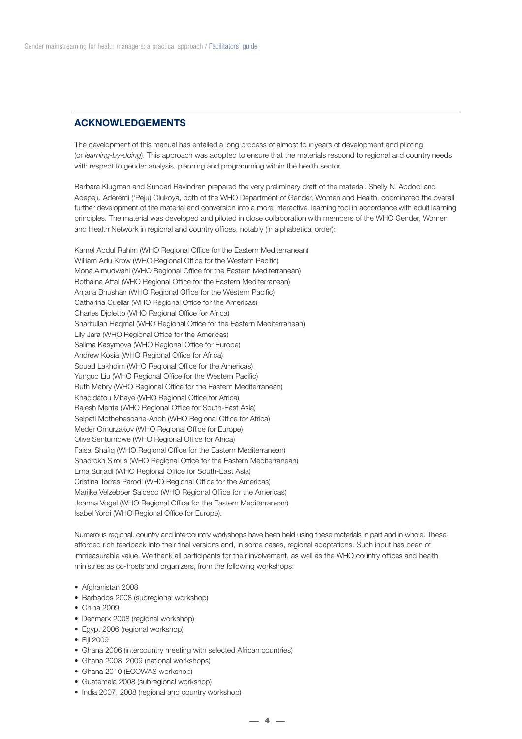## ACKNOWLEDGEMENTS

The development of this manual has entailed a long process of almost four years of development and piloting (or *learning-by-doing*). This approach was adopted to ensure that the materials respond to regional and country needs with respect to gender analysis, planning and programming within the health sector.

Barbara Klugman and Sundari Ravindran prepared the very preliminary draft of the material. Shelly N. Abdool and Adepeju Aderemi ('Peju) Olukoya, both of the WHO Department of Gender, Women and Health, coordinated the overall further development of the material and conversion into a more interactive, learning tool in accordance with adult learning principles. The material was developed and piloted in close collaboration with members of the WHO Gender, Women and Health Network in regional and country offices, notably (in alphabetical order):

Kamel Abdul Rahim (WHO Regional Office for the Eastern Mediterranean)
William Adu Krow (WHO Regional Office for the Western Pacific)
Mona Almudwahi (WHO Regional Office for the Eastern Mediterranean)
Bothaina Attal (WHO Regional Office for the Eastern Mediterranean)
Anjana Bhushan (WHO Regional Office for the Western Pacific)
Catharina Cuellar (WHO Regional Office for the Americas)
Charles Djoletto (WHO Regional Office for Africa)
Sharifullah Haqmal (WHO Regional Office for the Eastern Mediterranean)
Lily Jara (WHO Regional Office for the Americas)
Salima Kasymova (WHO Regional Office for Europe)
Andrew Kosia (WHO Regional Office for Africa)
Souad Lakhdim (WHO Regional Office for the Americas)
Yunguo Liu (WHO Regional Office for the Western Pacific)
Ruth Mabry (WHO Regional Office for the Eastern Mediterranean)
Khadidatou Mbaye (WHO Regional Office for Africa)
Rajesh Mehta (WHO Regional Office for South-East Asia)
Seipati Mothebesoane-Anoh (WHO Regional Office for Africa)
Meder Omurzakov (WHO Regional Office for Europe)
Olive Sentumbwe (WHO Regional Office for Africa)
Faisal Shafiq (WHO Regional Office for the Eastern Mediterranean)
Shadrokh Sirous (WHO Regional Office for the Eastern Mediterranean)
Erna Surjadi (WHO Regional Office for South-East Asia)
Cristina Torres Parodi (WHO Regional Office for the Americas)
Marijke Velzeboer Salcedo (WHO Regional Office for the Americas)
Joanna Vogel (WHO Regional Office for the Eastern Mediterranean)
Isabel Yordi (WHO Regional Office for Europe).

Numerous regional, country and intercountry workshops have been held using these materials in part and in whole. These afforded rich feedback into their final versions and, in some cases, regional adaptations. Such input has been of immeasurable value. We thank all participants for their involvement, as well as the WHO country offices and health ministries as co-hosts and organizers, from the following workshops:

- Afghanistan 2008
- Barbados 2008 (subregional workshop)
- China 2009
- Denmark 2008 (regional workshop)
- Egypt 2006 (regional workshop)
- Fiji 2009
- Ghana 2006 (intercountry meeting with selected African countries)
- Ghana 2008, 2009 (national workshops)
- Ghana 2010 (ECOWAS workshop)
- Guatemala 2008 (subregional workshop)
- India 2007, 2008 (regional and country workshop)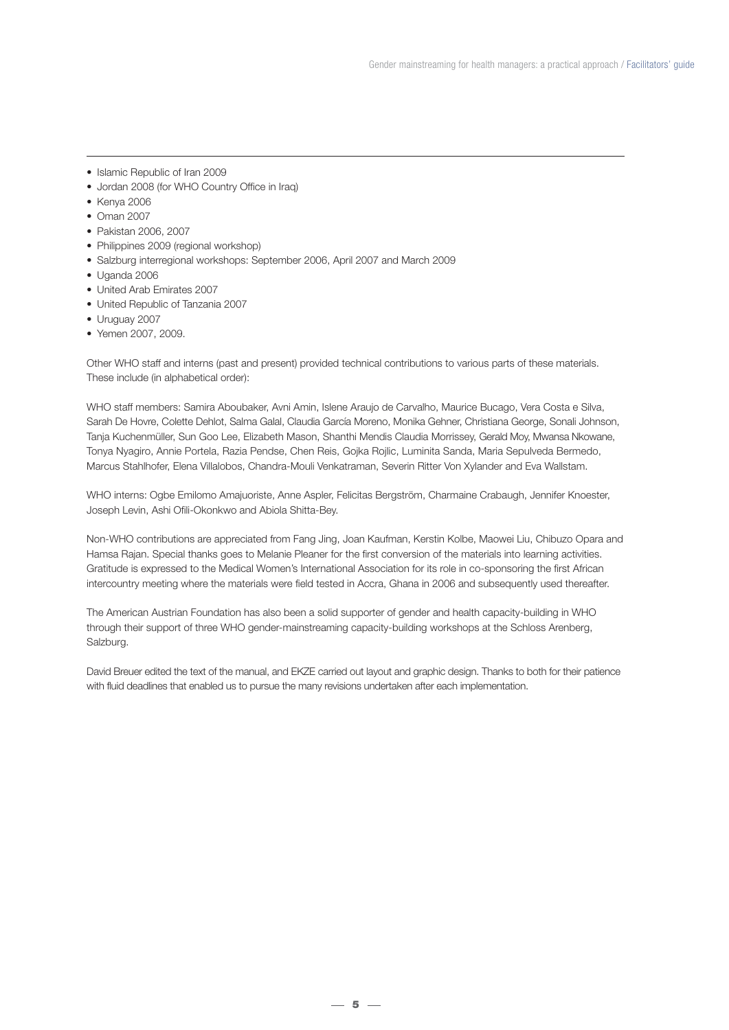- Islamic Republic of Iran 2009
- Jordan 2008 (for WHO Country Office in Iraq)
- Kenya 2006
- Oman 2007
- Pakistan 2006, 2007
- Philippines 2009 (regional workshop)
- Salzburg interregional workshops: September 2006, April 2007 and March 2009
- Uganda 2006
- United Arab Emirates 2007
- United Republic of Tanzania 2007
- Uruguay 2007
- Yemen 2007, 2009.

Other WHO staff and interns (past and present) provided technical contributions to various parts of these materials. These include (in alphabetical order):

WHO staff members: Samira Aboubaker, Avni Amin, Islene Araujo de Carvalho, Maurice Bucago, Vera Costa e Silva, Sarah De Hovre, Colette Dehlot, Salma Galal, Claudia García Moreno, Monika Gehner, Christiana George, Sonali Johnson, Tanja Kuchenmüller, Sun Goo Lee, Elizabeth Mason, Shanthi Mendis Claudia Morrissey, Gerald Moy, Mwansa Nkowane, Tonya Nyagiro, Annie Portela, Razia Pendse, Chen Reis, Gojka Rojlic, Luminita Sanda, Maria Sepulveda Bermedo, Marcus Stahlhofer, Elena Villalobos, Chandra-Mouli Venkatraman, Severin Ritter Von Xylander and Eva Wallstam.

WHO interns: Ogbe Emilomo Amajuoriste, Anne Aspler, Felicitas Bergström, Charmaine Crabaugh, Jennifer Knoester, Joseph Levin, Ashi Ofili-Okonkwo and Abiola Shitta-Bey.

Non-WHO contributions are appreciated from Fang Jing, Joan Kaufman, Kerstin Kolbe, Maowei Liu, Chibuzo Opara and Hamsa Rajan. Special thanks goes to Melanie Pleaner for the first conversion of the materials into learning activities. Gratitude is expressed to the Medical Women's International Association for its role in co-sponsoring the first African intercountry meeting where the materials were field tested in Accra, Ghana in 2006 and subsequently used thereafter.

The American Austrian Foundation has also been a solid supporter of gender and health capacity-building in WHO through their support of three WHO gender-mainstreaming capacity-building workshops at the Schloss Arenberg, Salzburg.

David Breuer edited the text of the manual, and EKZE carried out layout and graphic design. Thanks to both for their patience with fluid deadlines that enabled us to pursue the many revisions undertaken after each implementation.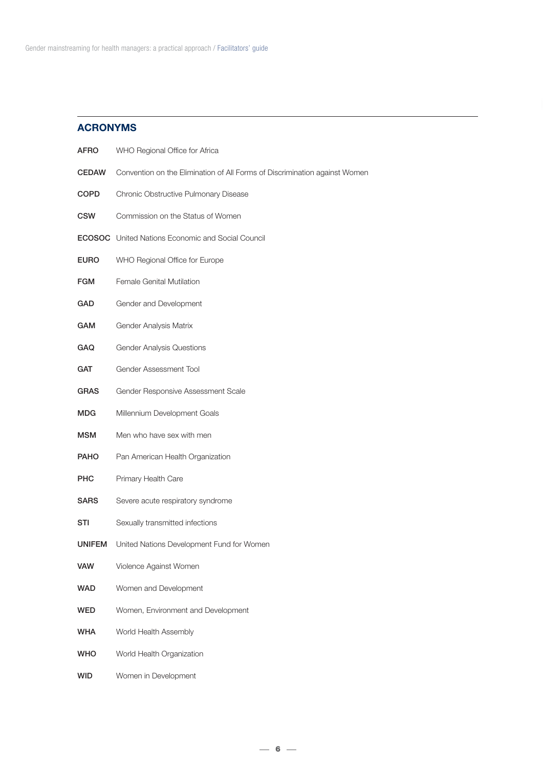## ACRONYMS

**AFRO** WHO Regional Office for Africa

**CEDAW** Convention on the Elimination of All Forms of Discrimination against Women

**COPD** Chronic Obstructive Pulmonary Disease

**CSW** Commission on the Status of Women

**ECOSOC** United Nations Economic and Social Council

**EURO** WHO Regional Office for Europe

**FGM** Female Genital Mutilation

**GAD** Gender and Development

**GAM** Gender Analysis Matrix

**GAQ** Gender Analysis Questions

**GAT** Gender Assessment Tool

**GRAS** Gender Responsive Assessment Scale

**MDG** Millennium Development Goals

**MSM** Men who have sex with men

**PAHO** Pan American Health Organization

**PHC** Primary Health Care

**SARS** Severe acute respiratory syndrome

**STI** Sexually transmitted infections

**UNIFEM** United Nations Development Fund for Women

**VAW** Violence Against Women

**WAD** Women and Development

**WED** Women, Environment and Development

**WHA** World Health Assembly

**WHO** World Health Organization

**WID** Women in Development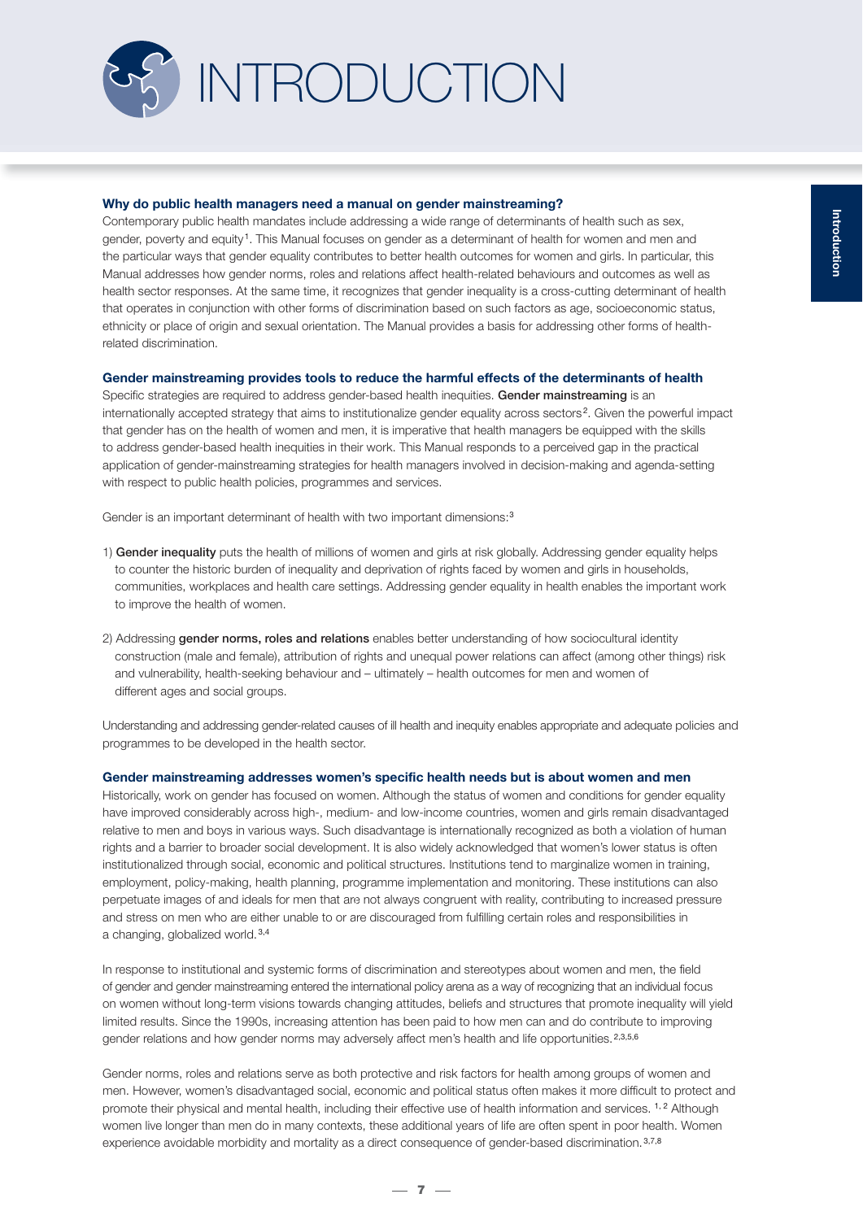# INTRODUCTION

### Why do public health managers need a manual on gender mainstreaming?

Contemporary public health mandates include addressing a wide range of determinants of health such as sex, gender, poverty and equity[1]. This Manual focuses on gender as a determinant of health for women and men and the particular ways that gender equality contributes to better health outcomes for women and girls. In particular, this Manual addresses how gender norms, roles and relations affect health-related behaviours and outcomes as well as health sector responses. At the same time, it recognizes that gender inequality is a cross-cutting determinant of health that operates in conjunction with other forms of discrimination based on such factors as age, socioeconomic status, ethnicity or place of origin and sexual orientation. The Manual provides a basis for addressing other forms of health-related discrimination.

### Gender mainstreaming provides tools to reduce the harmful effects of the determinants of health

Specific strategies are required to address gender-based health inequities. **Gender mainstreaming** is an internationally accepted strategy that aims to institutionalize gender equality across sectors[2]. Given the powerful impact that gender has on the health of women and men, it is imperative that health managers be equipped with the skills to address gender-based health inequities in their work. This Manual responds to a perceived gap in the practical application of gender-mainstreaming strategies for health managers involved in decision-making and agenda-setting with respect to public health policies, programmes and services.

Gender is an important determinant of health with two important dimensions:[3]

1) **Gender inequality** puts the health of millions of women and girls at risk globally. Addressing gender equality helps to counter the historic burden of inequality and deprivation of rights faced by women and girls in households, communities, workplaces and health care settings. Addressing gender equality in health enables the important work to improve the health of women.

2) Addressing **gender norms, roles and relations** enables better understanding of how sociocultural identity construction (male and female), attribution of rights and unequal power relations can affect (among other things) risk and vulnerability, health-seeking behaviour and – ultimately – health outcomes for men and women of different ages and social groups.

Understanding and addressing gender-related causes of ill health and inequity enables appropriate and adequate policies and programmes to be developed in the health sector.

### Gender mainstreaming addresses women's specific health needs but is about women and men

Historically, work on gender has focused on women. Although the status of women and conditions for gender equality have improved considerably across high-, medium- and low-income countries, women and girls remain disadvantaged relative to men and boys in various ways. Such disadvantage is internationally recognized as both a violation of human rights and a barrier to broader social development. It is also widely acknowledged that women's lower status is often institutionalized through social, economic and political structures. Institutions tend to marginalize women in training, employment, policy-making, health planning, programme implementation and monitoring. These institutions can also perpetuate images of and ideals for men that are not always congruent with reality, contributing to increased pressure and stress on men who are either unable to or are discouraged from fulfilling certain roles and responsibilities in a changing, globalized world.[3,4]

In response to institutional and systemic forms of discrimination and stereotypes about women and men, the field of gender and gender mainstreaming entered the international policy arena as a way of recognizing that an individual focus on women without long-term visions towards changing attitudes, beliefs and structures that promote inequality will yield limited results. Since the 1990s, increasing attention has been paid to how men can and do contribute to improving gender relations and how gender norms may adversely affect men's health and life opportunities.[2,3,5,6]

Gender norms, roles and relations serve as both protective and risk factors for health among groups of women and men. However, women's disadvantaged social, economic and political status often makes it more difficult to protect and promote their physical and mental health, including their effective use of health information and services.[1,2] Although women live longer than men do in many contexts, these additional years of life are often spent in poor health. Women experience avoidable morbidity and mortality as a direct consequence of gender-based discrimination.[3,7,8]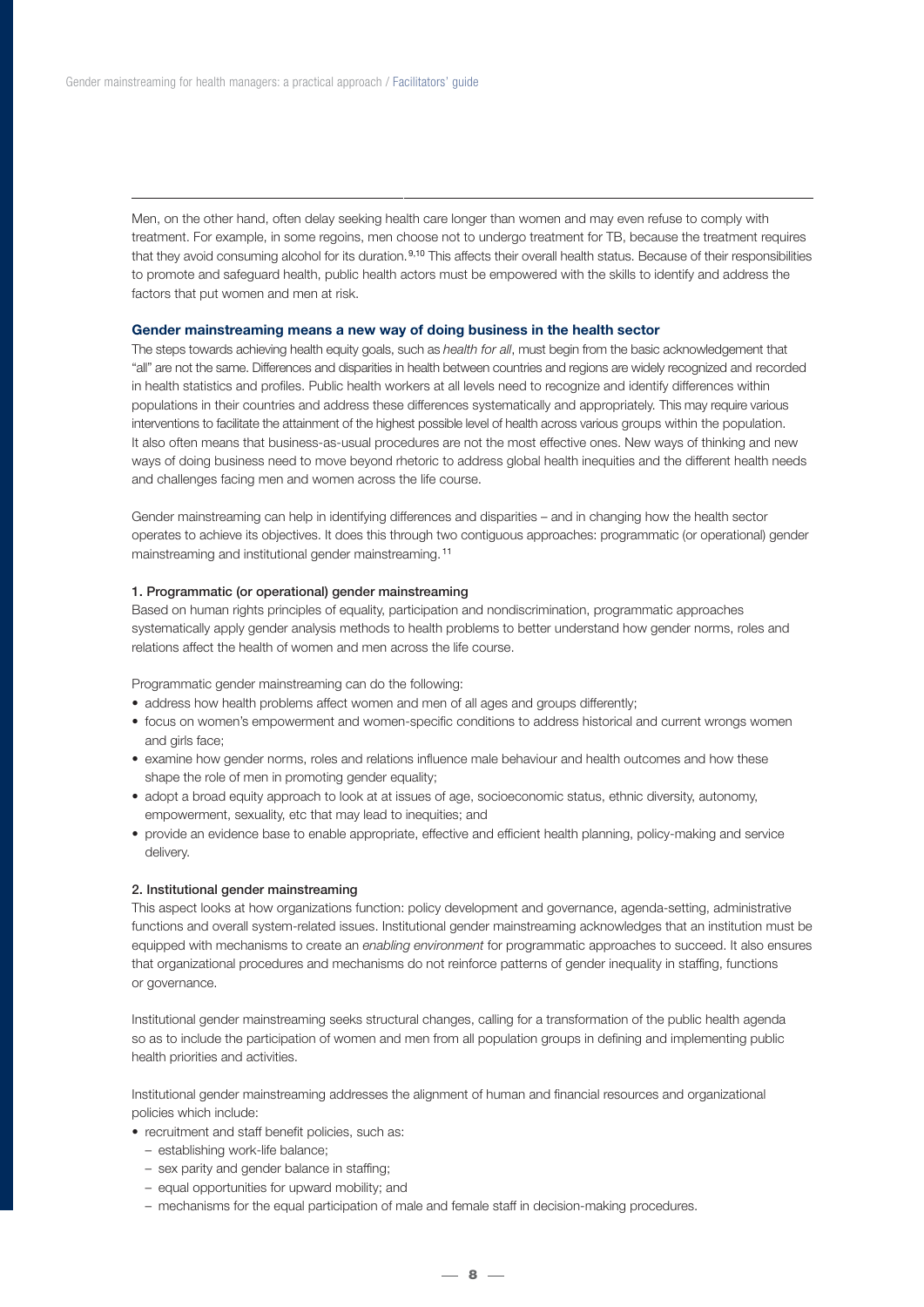Men, on the other hand, often delay seeking health care longer than women and may even refuse to comply with treatment. For example, in some regoins, men choose not to undergo treatment for TB, because the treatment requires that they avoid consuming alcohol for its duration.[9,10] This affects their overall health status. Because of their responsibilities to promote and safeguard health, public health actors must be empowered with the skills to identify and address the factors that put women and men at risk.

### Gender mainstreaming means a new way of doing business in the health sector

The steps towards achieving health equity goals, such as *health for all*, must begin from the basic acknowledgement that "all" are not the same. Differences and disparities in health between countries and regions are widely recognized and recorded in health statistics and profiles. Public health workers at all levels need to recognize and identify differences within populations in their countries and address these differences systematically and appropriately. This may require various interventions to facilitate the attainment of the highest possible level of health across various groups within the population. It also often means that business-as-usual procedures are not the most effective ones. New ways of thinking and new ways of doing business need to move beyond rhetoric to address global health inequities and the different health needs and challenges facing men and women across the life course.

Gender mainstreaming can help in identifying differences and disparities – and in changing how the health sector operates to achieve its objectives. It does this through two contiguous approaches: programmatic (or operational) gender mainstreaming and institutional gender mainstreaming.[11]

#### 1. Programmatic (or operational) gender mainstreaming

Based on human rights principles of equality, participation and nondiscrimination, programmatic approaches systematically apply gender analysis methods to health problems to better understand how gender norms, roles and relations affect the health of women and men across the life course.

Programmatic gender mainstreaming can do the following:

- address how health problems affect women and men of all ages and groups differently;
- focus on women's empowerment and women-specific conditions to address historical and current wrongs women and girls face;
- examine how gender norms, roles and relations influence male behaviour and health outcomes and how these shape the role of men in promoting gender equality;
- adopt a broad equity approach to look at at issues of age, socioeconomic status, ethnic diversity, autonomy, empowerment, sexuality, etc that may lead to inequities; and
- provide an evidence base to enable appropriate, effective and efficient health planning, policy-making and service delivery.

#### 2. Institutional gender mainstreaming

This aspect looks at how organizations function: policy development and governance, agenda-setting, administrative functions and overall system-related issues. Institutional gender mainstreaming acknowledges that an institution must be equipped with mechanisms to create an *enabling environment* for programmatic approaches to succeed. It also ensures that organizational procedures and mechanisms do not reinforce patterns of gender inequality in staffing, functions or governance.

Institutional gender mainstreaming seeks structural changes, calling for a transformation of the public health agenda so as to include the participation of women and men from all population groups in defining and implementing public health priorities and activities.

Institutional gender mainstreaming addresses the alignment of human and financial resources and organizational policies which include:

- recruitment and staff benefit policies, such as:
  - establishing work-life balance;
  - sex parity and gender balance in staffing;
  - equal opportunities for upward mobility; and
  - mechanisms for the equal participation of male and female staff in decision-making procedures.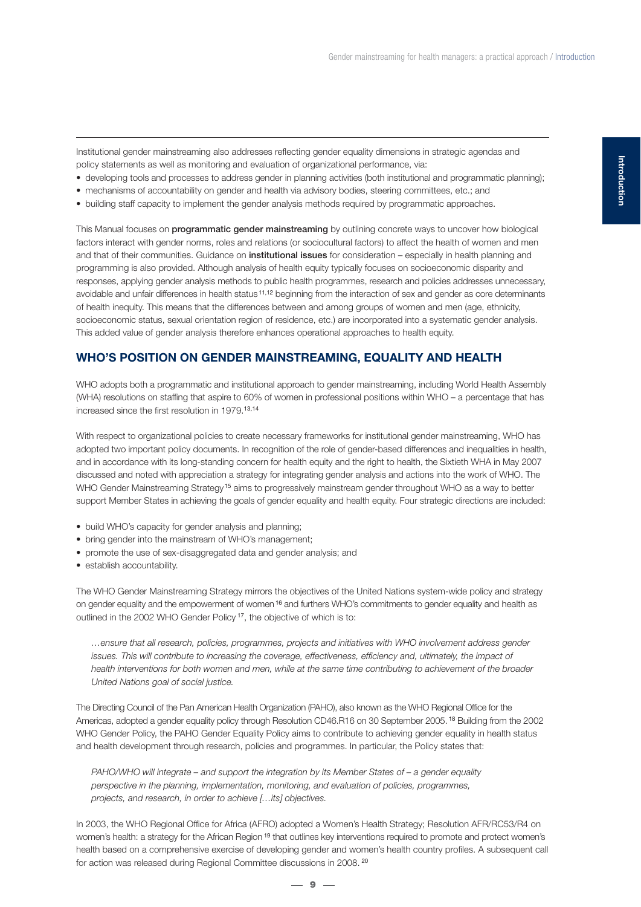Institutional gender mainstreaming also addresses reflecting gender equality dimensions in strategic agendas and policy statements as well as monitoring and evaluation of organizational performance, via:

- developing tools and processes to address gender in planning activities (both institutional and programmatic planning);
- mechanisms of accountability on gender and health via advisory bodies, steering committees, etc.; and
- building staff capacity to implement the gender analysis methods required by programmatic approaches.

This Manual focuses on **programmatic gender mainstreaming** by outlining concrete ways to uncover how biological factors interact with gender norms, roles and relations (or sociocultural factors) to affect the health of women and men and that of their communities. Guidance on **institutional issues** for consideration – especially in health planning and programming is also provided. Although analysis of health equity typically focuses on socioeconomic disparity and responses, applying gender analysis methods to public health programmes, research and policies addresses unnecessary, avoidable and unfair differences in health status [11,12] beginning from the interaction of sex and gender as core determinants of health inequity. This means that the differences between and among groups of women and men (age, ethnicity, socioeconomic status, sexual orientation region of residence, etc.) are incorporated into a systematic gender analysis. This added value of gender analysis therefore enhances operational approaches to health equity.

## WHO'S POSITION ON GENDER MAINSTREAMING, EQUALITY AND HEALTH

WHO adopts both a programmatic and institutional approach to gender mainstreaming, including World Health Assembly (WHA) resolutions on staffing that aspire to 60% of women in professional positions within WHO – a percentage that has increased since the first resolution in 1979.[13,14]

With respect to organizational policies to create necessary frameworks for institutional gender mainstreaming, WHO has adopted two important policy documents. In recognition of the role of gender-based differences and inequalities in health, and in accordance with its long-standing concern for health equity and the right to health, the Sixtieth WHA in May 2007 discussed and noted with appreciation a strategy for integrating gender analysis and actions into the work of WHO. The WHO Gender Mainstreaming Strategy [15] aims to progressively mainstream gender throughout WHO as a way to better support Member States in achieving the goals of gender equality and health equity. Four strategic directions are included:

- build WHO's capacity for gender analysis and planning;
- bring gender into the mainstream of WHO's management;
- promote the use of sex-disaggregated data and gender analysis; and
- establish accountability.

The WHO Gender Mainstreaming Strategy mirrors the objectives of the United Nations system-wide policy and strategy on gender equality and the empowerment of women [16] and furthers WHO's commitments to gender equality and health as outlined in the 2002 WHO Gender Policy [17], the objective of which is to:

> *…ensure that all research, policies, programmes, projects and initiatives with WHO involvement address gender issues. This will contribute to increasing the coverage, effectiveness, efficiency and, ultimately, the impact of health interventions for both women and men, while at the same time contributing to achievement of the broader United Nations goal of social justice.*

The Directing Council of the Pan American Health Organization (PAHO), also known as the WHO Regional Office for the Americas, adopted a gender equality policy through Resolution CD46.R16 on 30 September 2005. [18] Building from the 2002 WHO Gender Policy, the PAHO Gender Equality Policy aims to contribute to achieving gender equality in health status and health development through research, policies and programmes. In particular, the Policy states that:

> *PAHO/WHO will integrate – and support the integration by its Member States of – a gender equality perspective in the planning, implementation, monitoring, and evaluation of policies, programmes, projects, and research, in order to achieve […its] objectives.*

In 2003, the WHO Regional Office for Africa (AFRO) adopted a Women's Health Strategy; Resolution AFR/RC53/R4 on women's health: a strategy for the African Region [19] that outlines key interventions required to promote and protect women's health based on a comprehensive exercise of developing gender and women's health country profiles. A subsequent call for action was released during Regional Committee discussions in 2008. [20]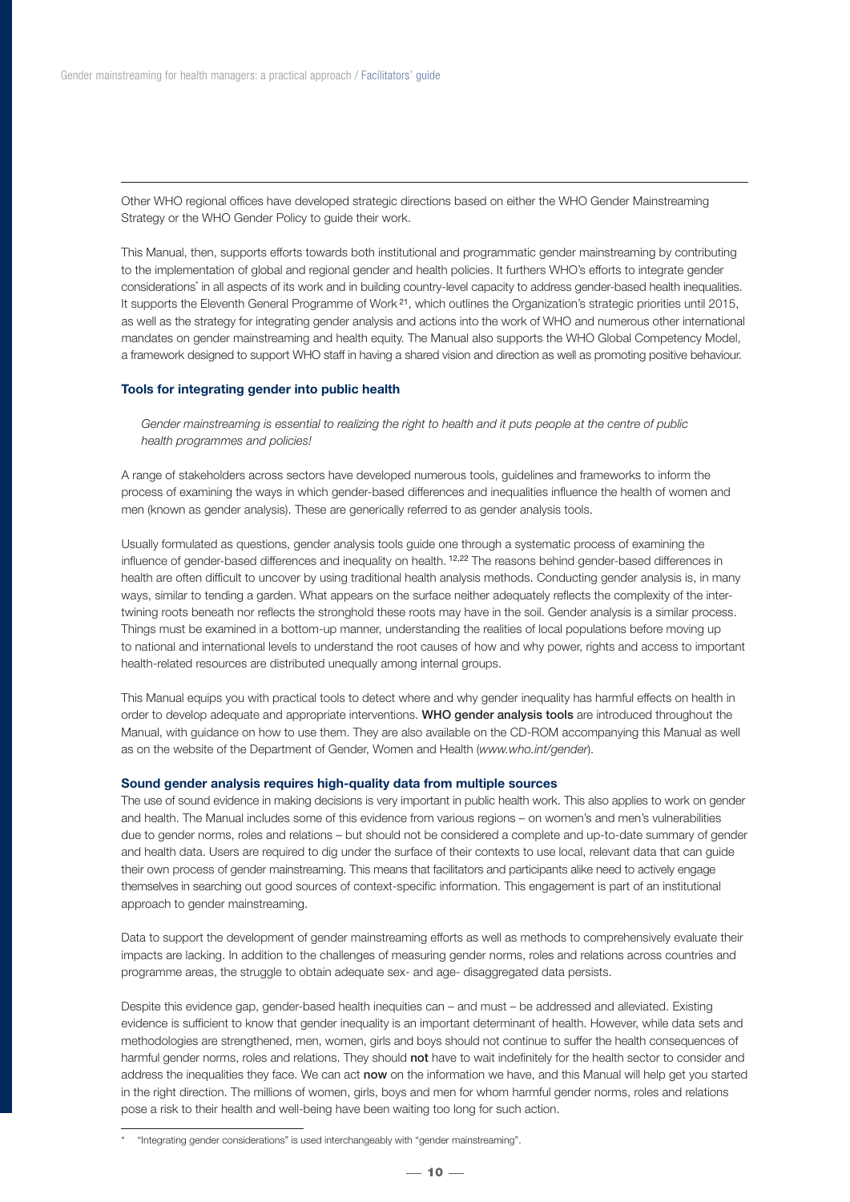Other WHO regional offices have developed strategic directions based on either the WHO Gender Mainstreaming Strategy or the WHO Gender Policy to guide their work.

This Manual, then, supports efforts towards both institutional and programmatic gender mainstreaming by contributing to the implementation of global and regional gender and health policies. It furthers WHO's efforts to integrate gender considerations* in all aspects of its work and in building country-level capacity to address gender-based health inequalities. It supports the Eleventh General Programme of Work [21], which outlines the Organization's strategic priorities until 2015, as well as the strategy for integrating gender analysis and actions into the work of WHO and numerous other international mandates on gender mainstreaming and health equity. The Manual also supports the WHO Global Competency Model, a framework designed to support WHO staff in having a shared vision and direction as well as promoting positive behaviour.

### Tools for integrating gender into public health

*Gender mainstreaming is essential to realizing the right to health and it puts people at the centre of public health programmes and policies!*

A range of stakeholders across sectors have developed numerous tools, guidelines and frameworks to inform the process of examining the ways in which gender-based differences and inequalities influence the health of women and men (known as gender analysis). These are generically referred to as gender analysis tools.

Usually formulated as questions, gender analysis tools guide one through a systematic process of examining the influence of gender-based differences and inequality on health. [12,22] The reasons behind gender-based differences in health are often difficult to uncover by using traditional health analysis methods. Conducting gender analysis is, in many ways, similar to tending a garden. What appears on the surface neither adequately reflects the complexity of the inter-twining roots beneath nor reflects the stronghold these roots may have in the soil. Gender analysis is a similar process. Things must be examined in a bottom-up manner, understanding the realities of local populations before moving up to national and international levels to understand the root causes of how and why power, rights and access to important health-related resources are distributed unequally among internal groups.

This Manual equips you with practical tools to detect where and why gender inequality has harmful effects on health in order to develop adequate and appropriate interventions. **WHO gender analysis tools** are introduced throughout the Manual, with guidance on how to use them. They are also available on the CD-ROM accompanying this Manual as well as on the website of the Department of Gender, Women and Health (*www.who.int/gender*).

### Sound gender analysis requires high-quality data from multiple sources

The use of sound evidence in making decisions is very important in public health work. This also applies to work on gender and health. The Manual includes some of this evidence from various regions – on women's and men's vulnerabilities due to gender norms, roles and relations – but should not be considered a complete and up-to-date summary of gender and health data. Users are required to dig under the surface of their contexts to use local, relevant data that can guide their own process of gender mainstreaming. This means that facilitators and participants alike need to actively engage themselves in searching out good sources of context-specific information. This engagement is part of an institutional approach to gender mainstreaming.

Data to support the development of gender mainstreaming efforts as well as methods to comprehensively evaluate their impacts are lacking. In addition to the challenges of measuring gender norms, roles and relations across countries and programme areas, the struggle to obtain adequate sex- and age- disaggregated data persists.

Despite this evidence gap, gender-based health inequities can – and must – be addressed and alleviated. Existing evidence is sufficient to know that gender inequality is an important determinant of health. However, while data sets and methodologies are strengthened, men, women, girls and boys should not continue to suffer the health consequences of harmful gender norms, roles and relations. They should **not** have to wait indefinitely for the health sector to consider and address the inequalities they face. We can act **now** on the information we have, and this Manual will help get you started in the right direction. The millions of women, girls, boys and men for whom harmful gender norms, roles and relations pose a risk to their health and well-being have been waiting too long for such action.

---

\* "Integrating gender considerations" is used interchangeably with "gender mainstreaming".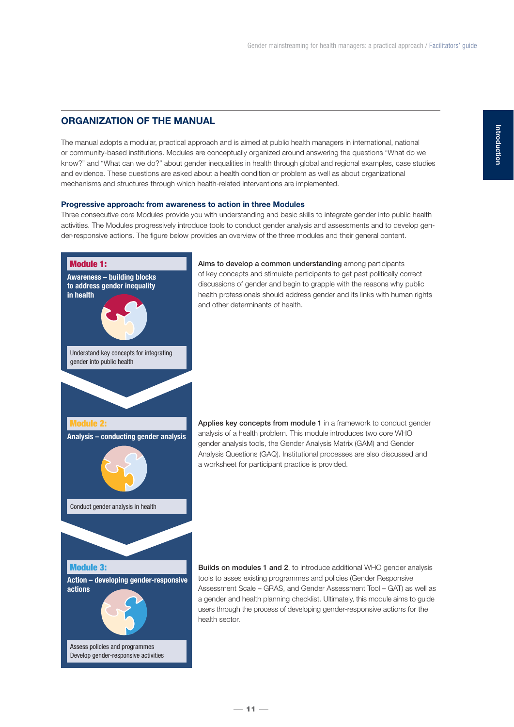## ORGANIZATION OF THE MANUAL

The manual adopts a modular, practical approach and is aimed at public health managers in international, national or community-based institutions. Modules are conceptually organized around answering the questions "What do we know?" and "What can we do?" about gender inequalities in health through global and regional examples, case studies and evidence. These questions are asked about a health condition or problem as well as about organizational mechanisms and structures through which health-related interventions are implemented.

### Progressive approach: from awareness to action in three Modules

Three consecutive core Modules provide you with understanding and basic skills to integrate gender into public health activities. The Modules progressively introduce tools to conduct gender analysis and assessments and to develop gender-responsive actions. The figure below provides an overview of the three modules and their general content.

**Module 1:**

**Awareness – building blocks to address gender inequality in health**

Understand key concepts for integrating gender into public health

**Aims to develop a common understanding** among participants of key concepts and stimulate participants to get past politically correct discussions of gender and begin to grapple with the reasons why public health professionals should address gender and its links with human rights and other determinants of health.

**Module 2:**

**Analysis – conducting gender analysis**

Conduct gender analysis in health

**Applies key concepts from module 1** in a framework to conduct gender analysis of a health problem. This module introduces two core WHO gender analysis tools, the Gender Analysis Matrix (GAM) and Gender Analysis Questions (GAQ). Institutional processes are also discussed and a worksheet for participant practice is provided.

**Module 3:**

**Action – developing gender-responsive actions**

Assess policies and programmes
Develop gender-responsive activities

**Builds on modules 1 and 2**, to introduce additional WHO gender analysis tools to asses existing programmes and policies (Gender Responsive Assessment Scale – GRAS, and Gender Assessment Tool – GAT) as well as a gender and health planning checklist. Ultimately, this module aims to guide users through the process of developing gender-responsive actions for the health sector.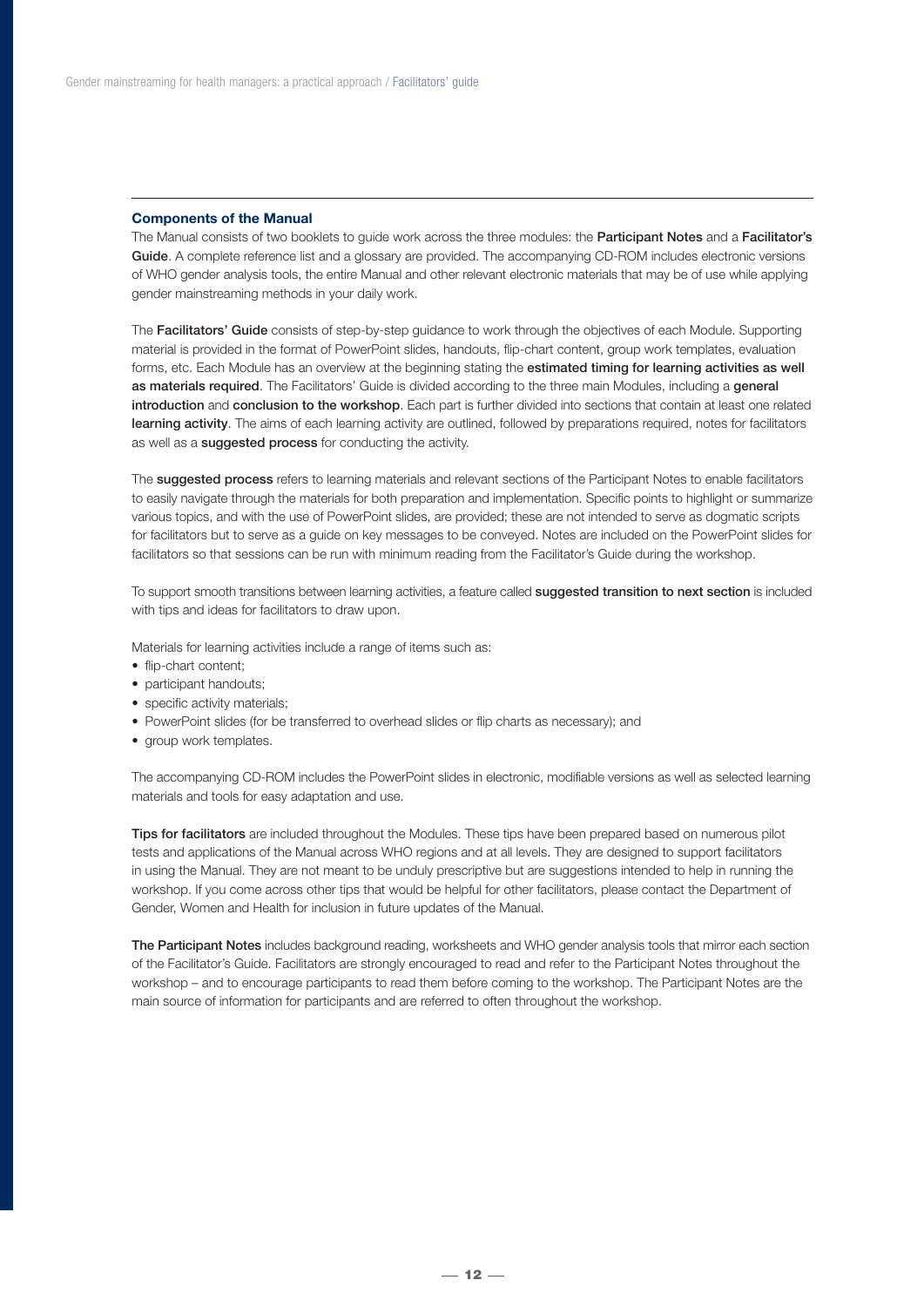## Components of the Manual

The Manual consists of two booklets to guide work across the three modules: the **Participant Notes** and a **Facilitator's Guide**. A complete reference list and a glossary are provided. The accompanying CD-ROM includes electronic versions of WHO gender analysis tools, the entire Manual and other relevant electronic materials that may be of use while applying gender mainstreaming methods in your daily work.

The **Facilitators' Guide** consists of step-by-step guidance to work through the objectives of each Module. Supporting material is provided in the format of PowerPoint slides, handouts, flip-chart content, group work templates, evaluation forms, etc. Each Module has an overview at the beginning stating the **estimated timing for learning activities as well as materials required**. The Facilitators' Guide is divided according to the three main Modules, including a **general introduction** and **conclusion to the workshop**. Each part is further divided into sections that contain at least one related **learning activity**. The aims of each learning activity are outlined, followed by preparations required, notes for facilitators as well as a **suggested process** for conducting the activity.

The **suggested process** refers to learning materials and relevant sections of the Participant Notes to enable facilitators to easily navigate through the materials for both preparation and implementation. Specific points to highlight or summarize various topics, and with the use of PowerPoint slides, are provided; these are not intended to serve as dogmatic scripts for facilitators but to serve as a guide on key messages to be conveyed. Notes are included on the PowerPoint slides for facilitators so that sessions can be run with minimum reading from the Facilitator's Guide during the workshop.

To support smooth transitions between learning activities, a feature called **suggested transition to next section** is included with tips and ideas for facilitators to draw upon.

Materials for learning activities include a range of items such as:

- flip-chart content;
- participant handouts;
- specific activity materials;
- PowerPoint slides (for be transferred to overhead slides or flip charts as necessary); and
- group work templates.

The accompanying CD-ROM includes the PowerPoint slides in electronic, modifiable versions as well as selected learning materials and tools for easy adaptation and use.

**Tips for facilitators** are included throughout the Modules. These tips have been prepared based on numerous pilot tests and applications of the Manual across WHO regions and at all levels. They are designed to support facilitators in using the Manual. They are not meant to be unduly prescriptive but are suggestions intended to help in running the workshop. If you come across other tips that would be helpful for other facilitators, please contact the Department of Gender, Women and Health for inclusion in future updates of the Manual.

**The Participant Notes** includes background reading, worksheets and WHO gender analysis tools that mirror each section of the Facilitator's Guide. Facilitators are strongly encouraged to read and refer to the Participant Notes throughout the workshop – and to encourage participants to read them before coming to the workshop. The Participant Notes are the main source of information for participants and are referred to often throughout the workshop.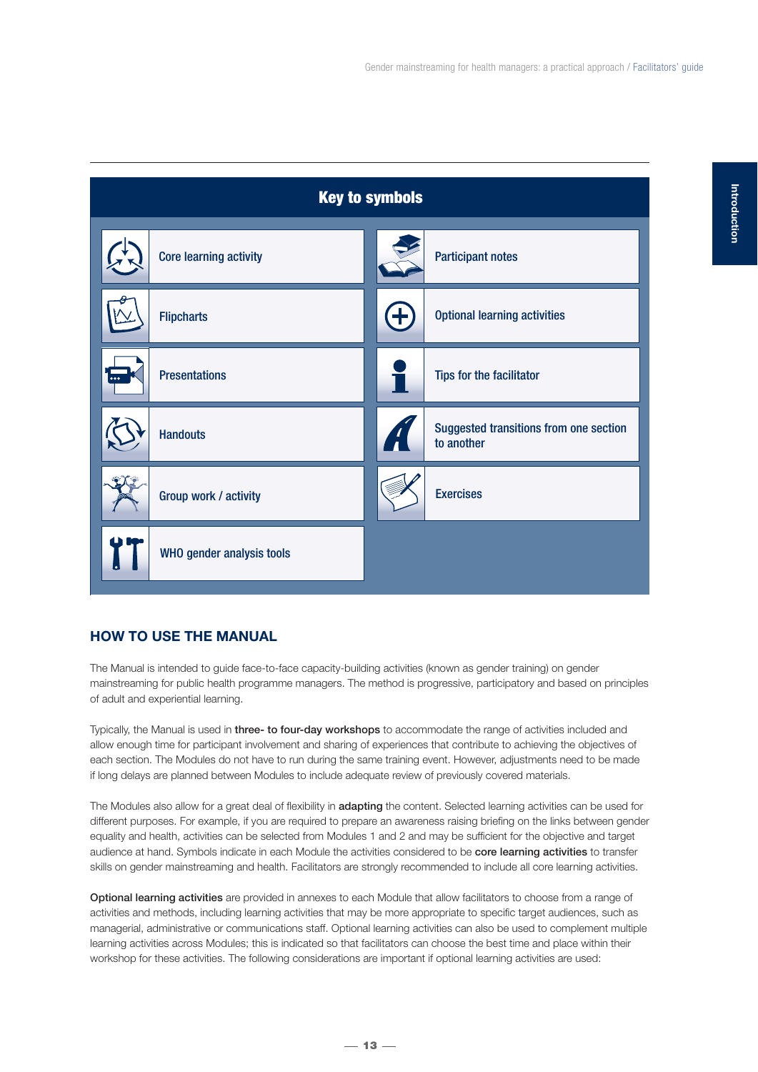## Key to symbols

| Symbol | Description |
| --- | --- |
| | Core learning activity |
| | Participant notes |
| | Flipcharts |
| | Optional learning activities |
| | Presentations |
| | Tips for the facilitator |
| | Handouts |
| | Suggested transitions from one section to another |
| | Group work / activity |
| | Exercises |
| | WHO gender analysis tools |

## HOW TO USE THE MANUAL

The Manual is intended to guide face-to-face capacity-building activities (known as gender training) on gender mainstreaming for public health programme managers. The method is progressive, participatory and based on principles of adult and experiential learning.

Typically, the Manual is used in **three- to four-day workshops** to accommodate the range of activities included and allow enough time for participant involvement and sharing of experiences that contribute to achieving the objectives of each section. The Modules do not have to run during the same training event. However, adjustments need to be made if long delays are planned between Modules to include adequate review of previously covered materials.

The Modules also allow for a great deal of flexibility in **adapting** the content. Selected learning activities can be used for different purposes. For example, if you are required to prepare an awareness raising briefing on the links between gender equality and health, activities can be selected from Modules 1 and 2 and may be sufficient for the objective and target audience at hand. Symbols indicate in each Module the activities considered to be **core learning activities** to transfer skills on gender mainstreaming and health. Facilitators are strongly recommended to include all core learning activities.

**Optional learning activities** are provided in annexes to each Module that allow facilitators to choose from a range of activities and methods, including learning activities that may be more appropriate to specific target audiences, such as managerial, administrative or communications staff. Optional learning activities can also be used to complement multiple learning activities across Modules; this is indicated so that facilitators can choose the best time and place within their workshop for these activities. The following considerations are important if optional learning activities are used: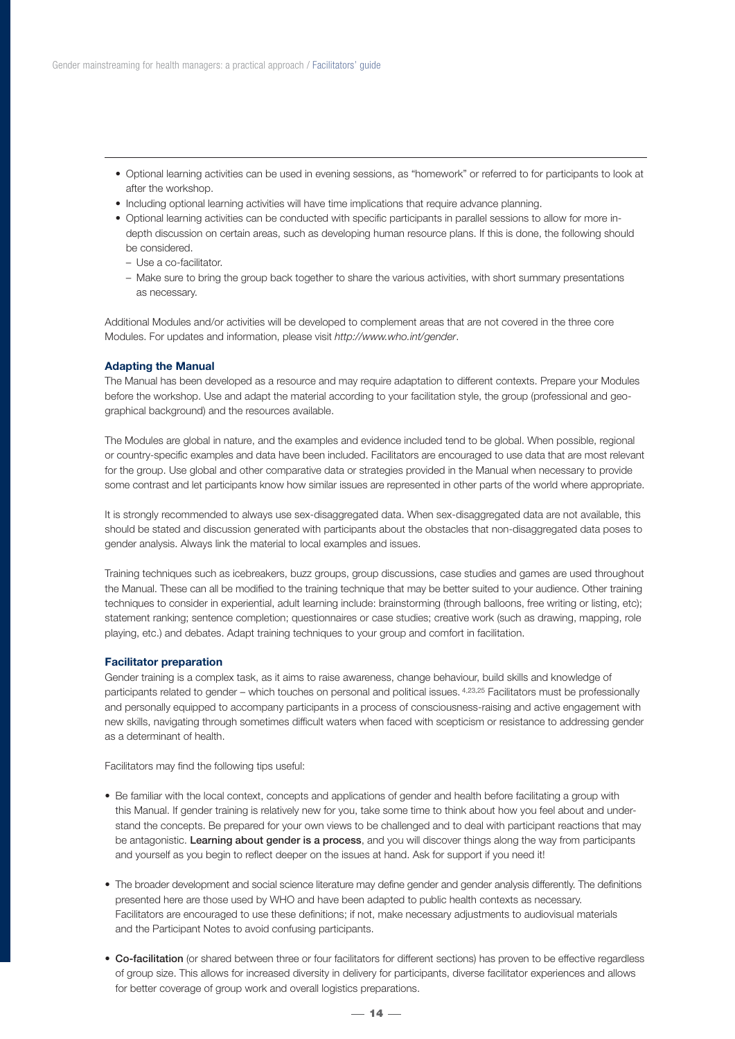- Optional learning activities can be used in evening sessions, as "homework" or referred to for participants to look at after the workshop.
- Including optional learning activities will have time implications that require advance planning.
- Optional learning activities can be conducted with specific participants in parallel sessions to allow for more in-depth discussion on certain areas, such as developing human resource plans. If this is done, the following should be considered.
  - Use a co-facilitator.
  - Make sure to bring the group back together to share the various activities, with short summary presentations as necessary.

Additional Modules and/or activities will be developed to complement areas that are not covered in the three core Modules. For updates and information, please visit *http://www.who.int/gender*.

### Adapting the Manual

The Manual has been developed as a resource and may require adaptation to different contexts. Prepare your Modules before the workshop. Use and adapt the material according to your facilitation style, the group (professional and geographical background) and the resources available.

The Modules are global in nature, and the examples and evidence included tend to be global. When possible, regional or country-specific examples and data have been included. Facilitators are encouraged to use data that are most relevant for the group. Use global and other comparative data or strategies provided in the Manual when necessary to provide some contrast and let participants know how similar issues are represented in other parts of the world where appropriate.

It is strongly recommended to always use sex-disaggregated data. When sex-disaggregated data are not available, this should be stated and discussion generated with participants about the obstacles that non-disaggregated data poses to gender analysis. Always link the material to local examples and issues.

Training techniques such as icebreakers, buzz groups, group discussions, case studies and games are used throughout the Manual. These can all be modified to the training technique that may be better suited to your audience. Other training techniques to consider in experiential, adult learning include: brainstorming (through balloons, free writing or listing, etc); statement ranking; sentence completion; questionnaires or case studies; creative work (such as drawing, mapping, role playing, etc.) and debates. Adapt training techniques to your group and comfort in facilitation.

### Facilitator preparation

Gender training is a complex task, as it aims to raise awareness, change behaviour, build skills and knowledge of participants related to gender – which touches on personal and political issues. [4,23,25] Facilitators must be professionally and personally equipped to accompany participants in a process of consciousness-raising and active engagement with new skills, navigating through sometimes difficult waters when faced with scepticism or resistance to addressing gender as a determinant of health.

Facilitators may find the following tips useful:

- Be familiar with the local context, concepts and applications of gender and health before facilitating a group with this Manual. If gender training is relatively new for you, take some time to think about how you feel about and understand the concepts. Be prepared for your own views to be challenged and to deal with participant reactions that may be antagonistic. **Learning about gender is a process**, and you will discover things along the way from participants and yourself as you begin to reflect deeper on the issues at hand. Ask for support if you need it!

- The broader development and social science literature may define gender and gender analysis differently. The definitions presented here are those used by WHO and have been adapted to public health contexts as necessary. Facilitators are encouraged to use these definitions; if not, make necessary adjustments to audiovisual materials and the Participant Notes to avoid confusing participants.

- **Co-facilitation** (or shared between three or four facilitators for different sections) has proven to be effective regardless of group size. This allows for increased diversity in delivery for participants, diverse facilitator experiences and allows for better coverage of group work and overall logistics preparations.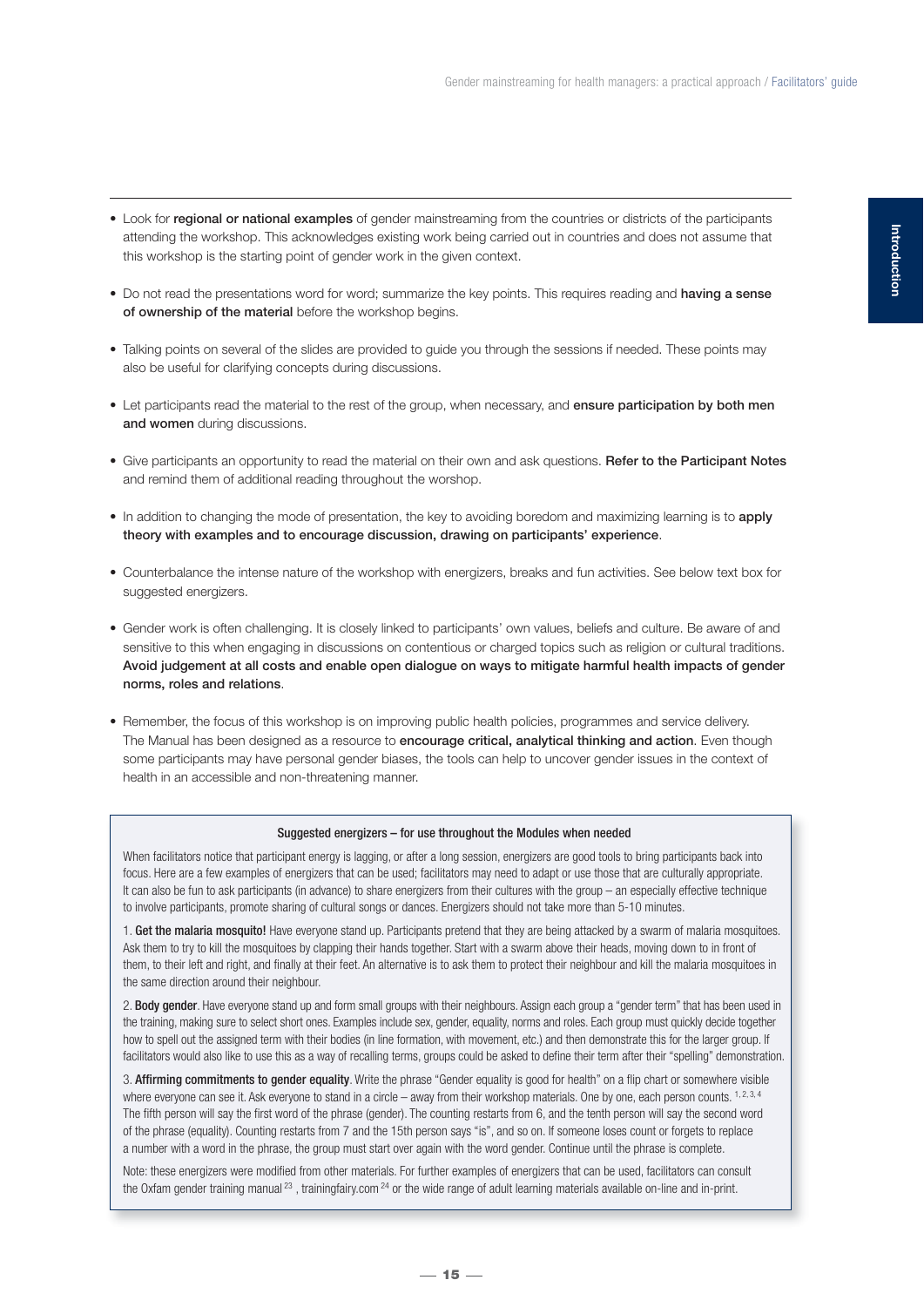- Look for **regional or national examples** of gender mainstreaming from the countries or districts of the participants attending the workshop. This acknowledges existing work being carried out in countries and does not assume that this workshop is the starting point of gender work in the given context.

- Do not read the presentations word for word; summarize the key points. This requires reading and **having a sense of ownership of the material** before the workshop begins.

- Talking points on several of the slides are provided to guide you through the sessions if needed. These points may also be useful for clarifying concepts during discussions.

- Let participants read the material to the rest of the group, when necessary, and **ensure participation by both men and women** during discussions.

- Give participants an opportunity to read the material on their own and ask questions. **Refer to the Participant Notes** and remind them of additional reading throughout the worshop.

- In addition to changing the mode of presentation, the key to avoiding boredom and maximizing learning is to **apply theory with examples and to encourage discussion, drawing on participants' experience**.

- Counterbalance the intense nature of the workshop with energizers, breaks and fun activities. See below text box for suggested energizers.

- Gender work is often challenging. It is closely linked to participants' own values, beliefs and culture. Be aware of and sensitive to this when engaging in discussions on contentious or charged topics such as religion or cultural traditions. **Avoid judgement at all costs and enable open dialogue on ways to mitigate harmful health impacts of gender norms, roles and relations**.

- Remember, the focus of this workshop is on improving public health policies, programmes and service delivery. The Manual has been designed as a resource to **encourage critical, analytical thinking and action**. Even though some participants may have personal gender biases, the tools can help to uncover gender issues in the context of health in an accessible and non-threatening manner.

---

**Suggested energizers – for use throughout the Modules when needed**

When facilitators notice that participant energy is lagging, or after a long session, energizers are good tools to bring participants back into focus. Here are a few examples of energizers that can be used; facilitators may need to adapt or use those that are culturally appropriate. It can also be fun to ask participants (in advance) to share energizers from their cultures with the group – an especially effective technique to involve participants, promote sharing of cultural songs or dances. Energizers should not take more than 5-10 minutes.

1. **Get the malaria mosquito!** Have everyone stand up. Participants pretend that they are being attacked by a swarm of malaria mosquitoes. Ask them to try to kill the mosquitoes by clapping their hands together. Start with a swarm above their heads, moving down to in front of them, to their left and right, and finally at their feet. An alternative is to ask them to protect their neighbour and kill the malaria mosquitoes in the same direction around their neighbour.

2. **Body gender**. Have everyone stand up and form small groups with their neighbours. Assign each group a "gender term" that has been used in the training, making sure to select short ones. Examples include sex, gender, equality, norms and roles. Each group must quickly decide together how to spell out the assigned term with their bodies (in line formation, with movement, etc.) and then demonstrate this for the larger group. If facilitators would also like to use this as a way of recalling terms, groups could be asked to define their term after their "spelling" demonstration.

3. **Affirming commitments to gender equality**. Write the phrase "Gender equality is good for health" on a flip chart or somewhere visible where everyone can see it. Ask everyone to stand in a circle – away from their workshop materials. One by one, each person counts. [1, 2, 3, 4] The fifth person will say the first word of the phrase (gender). The counting restarts from 6, and the tenth person will say the second word of the phrase (equality). Counting restarts from 7 and the 15th person says "is", and so on. If someone loses count or forgets to replace a number with a word in the phrase, the group must start over again with the word gender. Continue until the phrase is complete.

Note: these energizers were modified from other materials. For further examples of energizers that can be used, facilitators can consult the Oxfam gender training manual [23], trainingfairy.com [24] or the wide range of adult learning materials available on-line and in-print.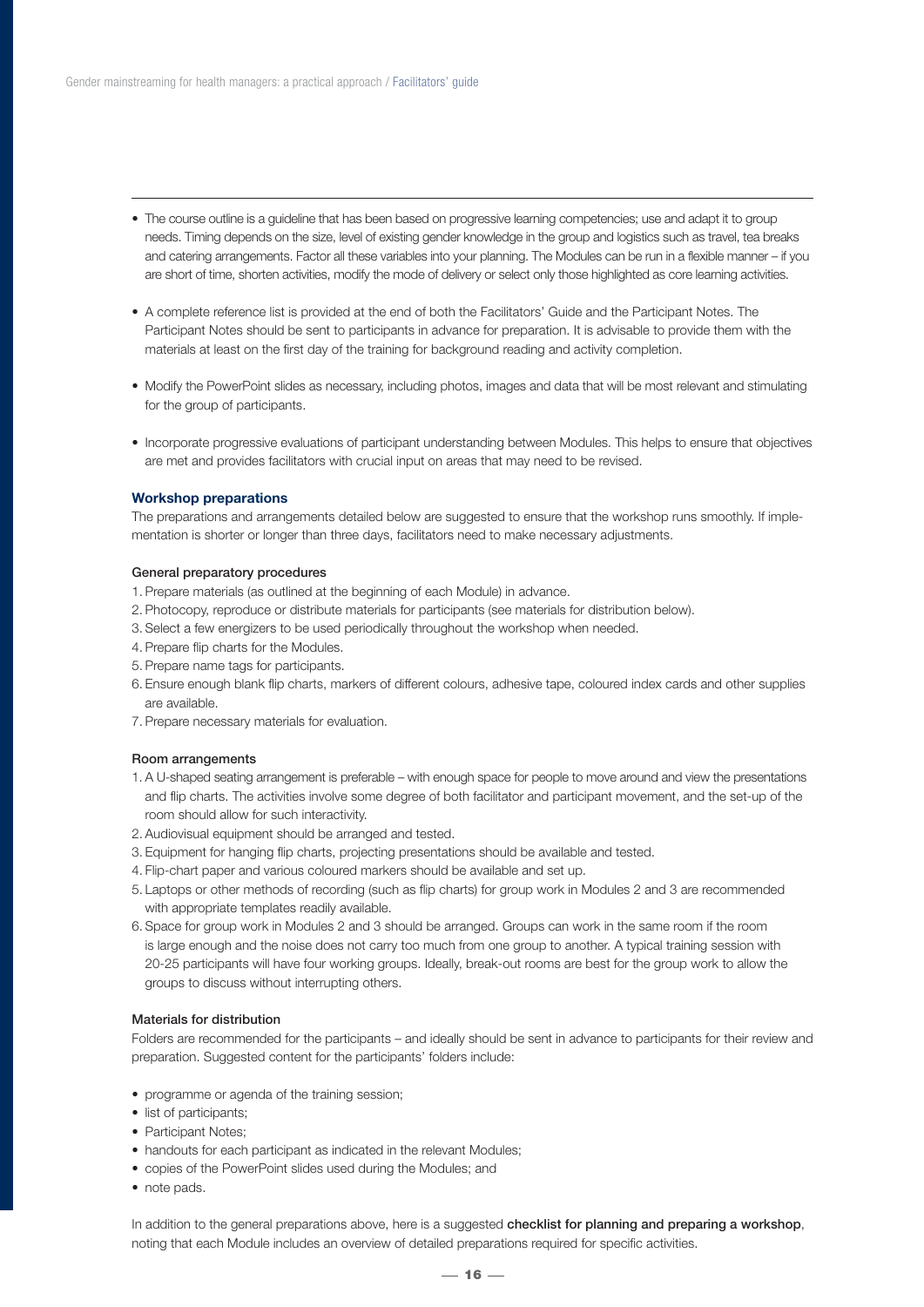- The course outline is a guideline that has been based on progressive learning competencies; use and adapt it to group needs. Timing depends on the size, level of existing gender knowledge in the group and logistics such as travel, tea breaks and catering arrangements. Factor all these variables into your planning. The Modules can be run in a flexible manner – if you are short of time, shorten activities, modify the mode of delivery or select only those highlighted as core learning activities.

- A complete reference list is provided at the end of both the Facilitators' Guide and the Participant Notes. The Participant Notes should be sent to participants in advance for preparation. It is advisable to provide them with the materials at least on the first day of the training for background reading and activity completion.

- Modify the PowerPoint slides as necessary, including photos, images and data that will be most relevant and stimulating for the group of participants.

- Incorporate progressive evaluations of participant understanding between Modules. This helps to ensure that objectives are met and provides facilitators with crucial input on areas that may need to be revised.

## Workshop preparations

The preparations and arrangements detailed below are suggested to ensure that the workshop runs smoothly. If implementation is shorter or longer than three days, facilitators need to make necessary adjustments.

### General preparatory procedures

1. Prepare materials (as outlined at the beginning of each Module) in advance.
2. Photocopy, reproduce or distribute materials for participants (see materials for distribution below).
3. Select a few energizers to be used periodically throughout the workshop when needed.
4. Prepare flip charts for the Modules.
5. Prepare name tags for participants.
6. Ensure enough blank flip charts, markers of different colours, adhesive tape, coloured index cards and other supplies are available.
7. Prepare necessary materials for evaluation.

### Room arrangements

1. A U-shaped seating arrangement is preferable – with enough space for people to move around and view the presentations and flip charts. The activities involve some degree of both facilitator and participant movement, and the set-up of the room should allow for such interactivity.
2. Audiovisual equipment should be arranged and tested.
3. Equipment for hanging flip charts, projecting presentations should be available and tested.
4. Flip-chart paper and various coloured markers should be available and set up.
5. Laptops or other methods of recording (such as flip charts) for group work in Modules 2 and 3 are recommended with appropriate templates readily available.
6. Space for group work in Modules 2 and 3 should be arranged. Groups can work in the same room if the room is large enough and the noise does not carry too much from one group to another. A typical training session with 20-25 participants will have four working groups. Ideally, break-out rooms are best for the group work to allow the groups to discuss without interrupting others.

### Materials for distribution

Folders are recommended for the participants – and ideally should be sent in advance to participants for their review and preparation. Suggested content for the participants' folders include:

- programme or agenda of the training session;
- list of participants;
- Participant Notes;
- handouts for each participant as indicated in the relevant Modules;
- copies of the PowerPoint slides used during the Modules; and
- note pads.

In addition to the general preparations above, here is a suggested **checklist for planning and preparing a workshop**, noting that each Module includes an overview of detailed preparations required for specific activities.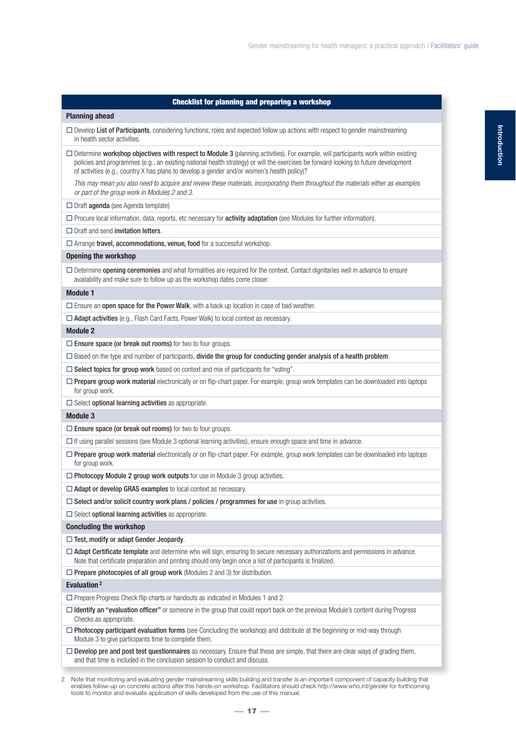| Checklist for planning and preparing a workshop |
|---|
| **Planning ahead** |
| ☐ Develop **List of Participants**, considering functions, roles and expected follow up actions with respect to gender mainstreaming in health sector activities. |
| ☐ Determine **workshop objectives with respect to Module 3** (planning activities). For example, will participants work within existing policies and programmes (e.g., an existing national health strategy) or will the exercises be forward-looking to future development of activities (e.g., country X has plans to develop a gender and/or women's health policy)? *This may mean you also need to acquire and review these materials, incorporating them throughout the materials either as examples or part of the group work in Modules 2 and 3.* |
| ☐ Draft **agenda** (see Agenda template) |
| ☐ Procure local information, data, reports, etc necessary for **activity adaptation** (see Modules for further information). |
| ☐ Draft and send **invitation letters**. |
| ☐ Arrange **travel, accommodations, venue, food** for a successful workshop. |
| **Opening the workshop** |
| ☐ Determine **opening ceremonies** and what formalities are required for the context. Contact dignitaries well in advance to ensure availability and make sure to follow up as the workshop dates come closer. |
| **Module 1** |
| ☐ Ensure an **open space for the Power Walk**, with a back up location in case of bad weather. |
| ☐ **Adapt activities** (e.g., Flash Card Facts, Power Walk) to local context as necessary. |
| **Module 2** |
| ☐ **Ensure space (or break out rooms)** for two to four groups. |
| ☐ Based on the type and number of participants, **divide the group for conducting gender analysis of a health problem**. |
| ☐ **Select topics for group work** based on context and mix of participants for "voting". |
| ☐ **Prepare group work material** electronically or on flip-chart paper. For example, group work templates can be downloaded into laptops for group work. |
| ☐ Select **optional learning activities** as appropriate. |
| **Module 3** |
| ☐ **Ensure space (or break out rooms)** for two to four groups. |
| ☐ If using parallel sessions (see Module 3 optional learning activities), ensure enough space and time in advance. |
| ☐ **Prepare group work material** electronically or on flip-chart paper. For example, group work templates can be downloaded into laptops for group work. |
| ☐ **Photocopy Module 2 group work outputs** for use in Module 3 group activities. |
| ☐ **Adapt or develop GRAS examples** to local context as necessary. |
| ☐ **Select and/or solicit country work plans / policies / programmes for use** in group activities. |
| ☐ Select **optional learning activities** as appropriate. |
| **Concluding the workshop** |
| ☐ **Test, modify or adapt Gender Jeopardy**. |
| ☐ **Adapt Certificate template** and determine who will sign, ensuring to secure necessary authorizations and permissions in advance. Note that certificate preparation and printing should only begin once a list of participants is finalized. |
| ☐ **Prepare photocopies of all group work** (Modules 2 and 3) for distribution. |
| **Evaluation** [2] |
| ☐ Prepare Progress Check flip charts or handouts as indicated in Modules 1 and 2. |
| ☐ **Identify an "evaluation officer"** or someone in the group that could report back on the previous Module's content during Progress Checks as appropriate. |
| ☐ **Photocopy participant evaluation forms** (see Concluding the workshop) and distribute at the beginning or mid-way through Module 3 to give participants time to complete them. |
| ☐ **Develop pre and post test questionnaires** as necessary. Ensure that these are simple, that there are clear ways of grading them, and that time is included in the conclusion session to conduct and discuss. |

2 Note that monitoring and evaluating gender mainstreaming skills building and transfer is an important component of capacity building that enables follow-up on concrete actions after this hands-on workshop. Facilitators should check *http://www.who.int/gender* for forthcoming tools to monitor and evaluate application of skills developed from the use of this manual.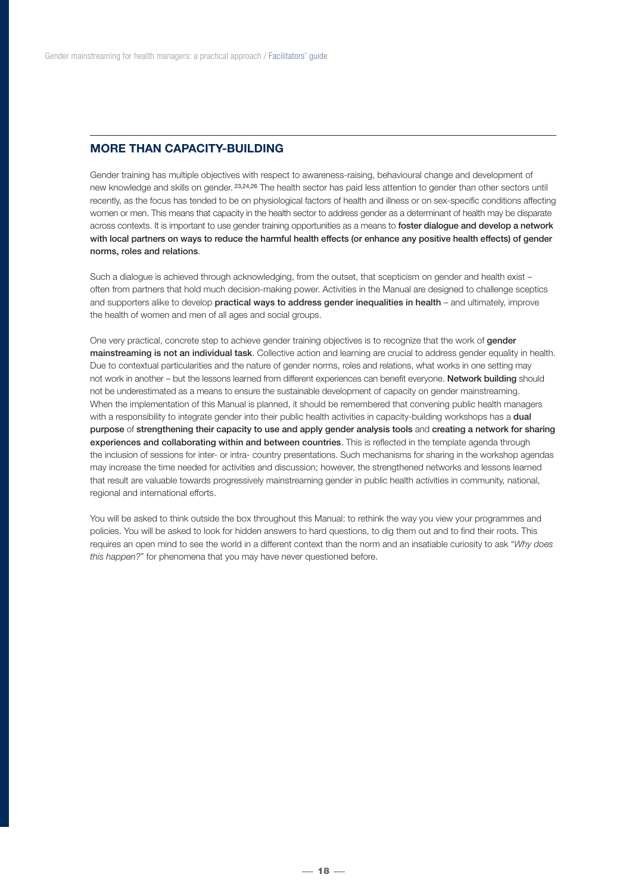## MORE THAN CAPACITY-BUILDING

Gender training has multiple objectives with respect to awareness-raising, behavioural change and development of new knowledge and skills on gender. [23,24,26] The health sector has paid less attention to gender than other sectors until recently, as the focus has tended to be on physiological factors of health and illness or on sex-specific conditions affecting women or men. This means that capacity in the health sector to address gender as a determinant of health may be disparate across contexts. It is important to use gender training opportunities as a means to **foster dialogue and develop a network with local partners on ways to reduce the harmful health effects (or enhance any positive health effects) of gender norms, roles and relations**.

Such a dialogue is achieved through acknowledging, from the outset, that scepticism on gender and health exist – often from partners that hold much decision-making power. Activities in the Manual are designed to challenge sceptics and supporters alike to develop **practical ways to address gender inequalities in health** – and ultimately, improve the health of women and men of all ages and social groups.

One very practical, concrete step to achieve gender training objectives is to recognize that the work of **gender mainstreaming is not an individual task**. Collective action and learning are crucial to address gender equality in health. Due to contextual particularities and the nature of gender norms, roles and relations, what works in one setting may not work in another – but the lessons learned from different experiences can benefit everyone. **Network building** should not be underestimated as a means to ensure the sustainable development of capacity on gender mainstreaming. When the implementation of this Manual is planned, it should be remembered that convening public health managers with a responsibility to integrate gender into their public health activities in capacity-building workshops has a **dual purpose** of **strengthening their capacity to use and apply gender analysis tools** and **creating a network for sharing experiences and collaborating within and between countries**. This is reflected in the template agenda through the inclusion of sessions for inter- or intra- country presentations. Such mechanisms for sharing in the workshop agendas may increase the time needed for activities and discussion; however, the strengthened networks and lessons learned that result are valuable towards progressively mainstreaming gender in public health activities in community, national, regional and international efforts.

You will be asked to think outside the box throughout this Manual: to rethink the way you view your programmes and policies. You will be asked to look for hidden answers to hard questions, to dig them out and to find their roots. This requires an open mind to see the world in a different context than the norm and an insatiable curiosity to ask "*Why does this happen?*" for phenomena that you may have never questioned before.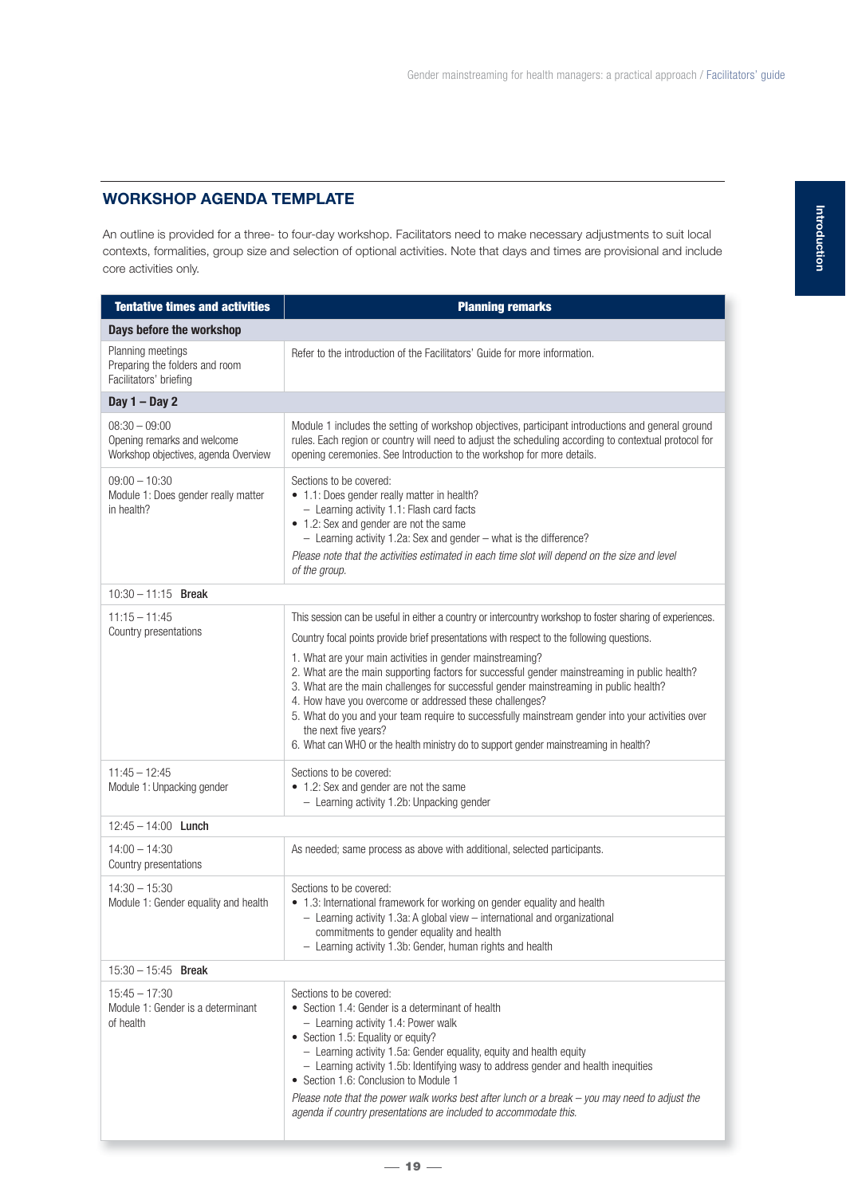## WORKSHOP AGENDA TEMPLATE

An outline is provided for a three- to four-day workshop. Facilitators need to make necessary adjustments to suit local contexts, formalities, group size and selection of optional activities. Note that days and times are provisional and include core activities only.

| Tentative times and activities | Planning remarks |
|---|---|
| **Days before the workshop** | |
| Planning meetings<br>Preparing the folders and room<br>Facilitators' briefing | Refer to the introduction of the Facilitators' Guide for more information. |
| **Day 1 – Day 2** | |
| 08:30 – 09:00<br>Opening remarks and welcome<br>Workshop objectives, agenda Overview | Module 1 includes the setting of workshop objectives, participant introductions and general ground rules. Each region or country will need to adjust the scheduling according to contextual protocol for opening ceremonies. See Introduction to the workshop for more details. |
| 09:00 – 10:30<br>Module 1: Does gender really matter in health? | Sections to be covered:<br>• 1.1: Does gender really matter in health?<br>– Learning activity 1.1: Flash card facts<br>• 1.2: Sex and gender are not the same<br>– Learning activity 1.2a: Sex and gender – what is the difference?<br>*Please note that the activities estimated in each time slot will depend on the size and level of the group.* |
| 10:30 – 11:15 **Break** | |
| 11:15 – 11:45<br>Country presentations | This session can be useful in either a country or intercountry workshop to foster sharing of experiences.<br>Country focal points provide brief presentations with respect to the following questions.<br>1. What are your main activities in gender mainstreaming?<br>2. What are the main supporting factors for successful gender mainstreaming in public health?<br>3. What are the main challenges for successful gender mainstreaming in public health?<br>4. How have you overcome or addressed these challenges?<br>5. What do you and your team require to successfully mainstream gender into your activities over the next five years?<br>6. What can WHO or the health ministry do to support gender mainstreaming in health? |
| 11:45 – 12:45<br>Module 1: Unpacking gender | Sections to be covered:<br>• 1.2: Sex and gender are not the same<br>– Learning activity 1.2b: Unpacking gender |
| 12:45 – 14:00 **Lunch** | |
| 14:00 – 14:30<br>Country presentations | As needed; same process as above with additional, selected participants. |
| 14:30 – 15:30<br>Module 1: Gender equality and health | Sections to be covered:<br>• 1.3: International framework for working on gender equality and health<br>– Learning activity 1.3a: A global view – international and organizational commitments to gender equality and health<br>– Learning activity 1.3b: Gender, human rights and health |
| 15:30 – 15:45 **Break** | |
| 15:45 – 17:30<br>Module 1: Gender is a determinant of health | Sections to be covered:<br>• Section 1.4: Gender is a determinant of health<br>– Learning activity 1.4: Power walk<br>• Section 1.5: Equality or equity?<br>– Learning activity 1.5a: Gender equality, equity and health equity<br>– Learning activity 1.5b: Identifying wasy to address gender and health inequities<br>• Section 1.6: Conclusion to Module 1<br>*Please note that the power walk works best after lunch or a break – you may need to adjust the agenda if country presentations are included to accommodate this.* |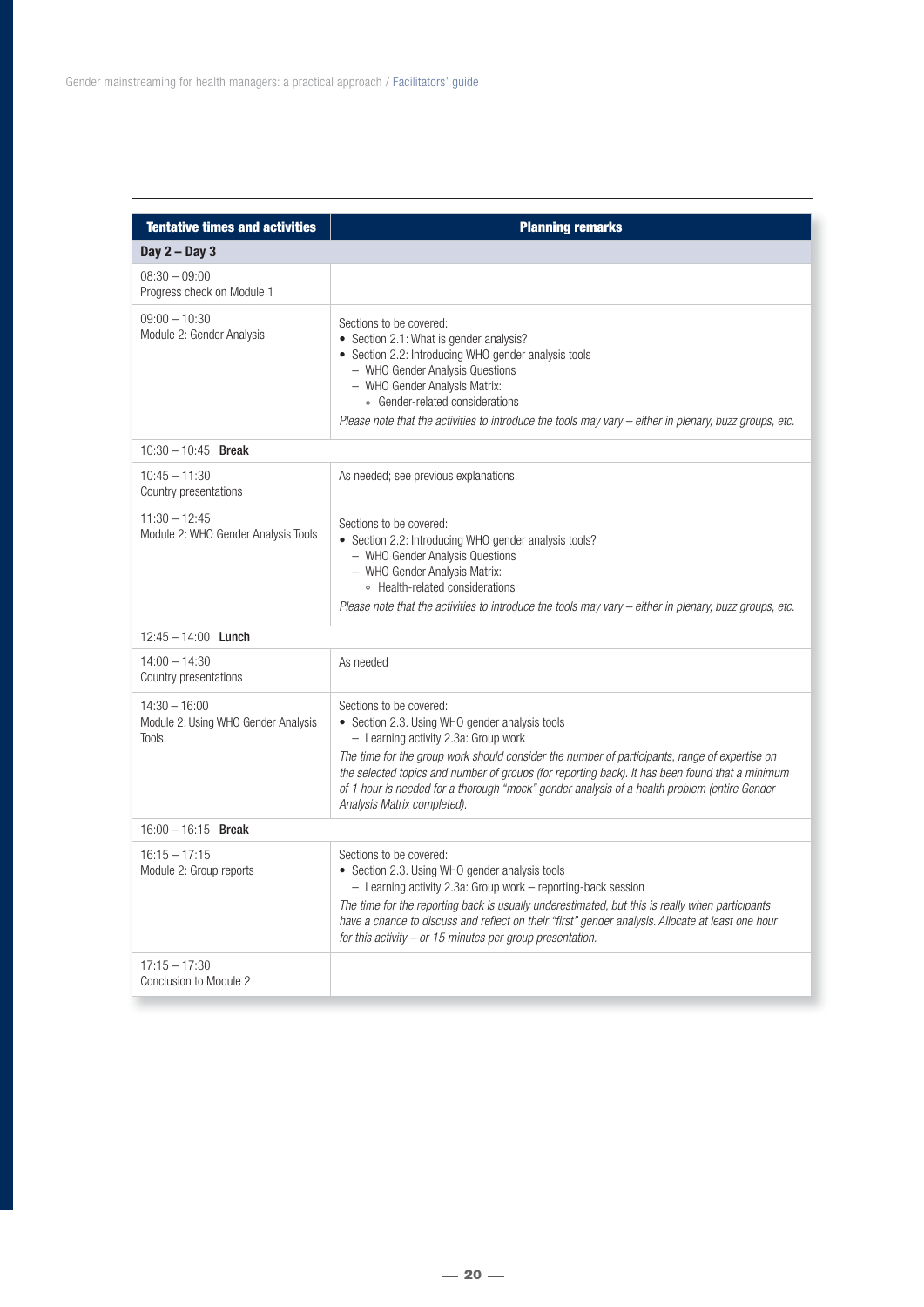| Tentative times and activities | Planning remarks |
|---|---|
| **Day 2 – Day 3** | |
| 08:30 – 09:00<br>Progress check on Module 1 | |
| 09:00 – 10:30<br>Module 2: Gender Analysis | Sections to be covered:<br>• Section 2.1: What is gender analysis?<br>• Section 2.2: Introducing WHO gender analysis tools<br>– WHO Gender Analysis Questions<br>– WHO Gender Analysis Matrix:<br>◦ Gender-related considerations<br>*Please note that the activities to introduce the tools may vary – either in plenary, buzz groups, etc.* |
| 10:30 – 10:45 **Break** | |
| 10:45 – 11:30<br>Country presentations | As needed; see previous explanations. |
| 11:30 – 12:45<br>Module 2: WHO Gender Analysis Tools | Sections to be covered:<br>• Section 2.2: Introducing WHO gender analysis tools?<br>– WHO Gender Analysis Questions<br>– WHO Gender Analysis Matrix:<br>◦ Health-related considerations<br>*Please note that the activities to introduce the tools may vary – either in plenary, buzz groups, etc.* |
| 12:45 – 14:00 **Lunch** | |
| 14:00 – 14:30<br>Country presentations | As needed |
| 14:30 – 16:00<br>Module 2: Using WHO Gender Analysis Tools | Sections to be covered:<br>• Section 2.3. Using WHO gender analysis tools<br>– Learning activity 2.3a: Group work<br>*The time for the group work should consider the number of participants, range of expertise on the selected topics and number of groups (for reporting back). It has been found that a minimum of 1 hour is needed for a thorough "mock" gender analysis of a health problem (entire Gender Analysis Matrix completed).* |
| 16:00 – 16:15 **Break** | |
| 16:15 – 17:15<br>Module 2: Group reports | Sections to be covered:<br>• Section 2.3. Using WHO gender analysis tools<br>– Learning activity 2.3a: Group work – reporting-back session<br>*The time for the reporting back is usually underestimated, but this is really when participants have a chance to discuss and reflect on their "first" gender analysis. Allocate at least one hour for this activity – or 15 minutes per group presentation.* |
| 17:15 – 17:30<br>Conclusion to Module 2 | |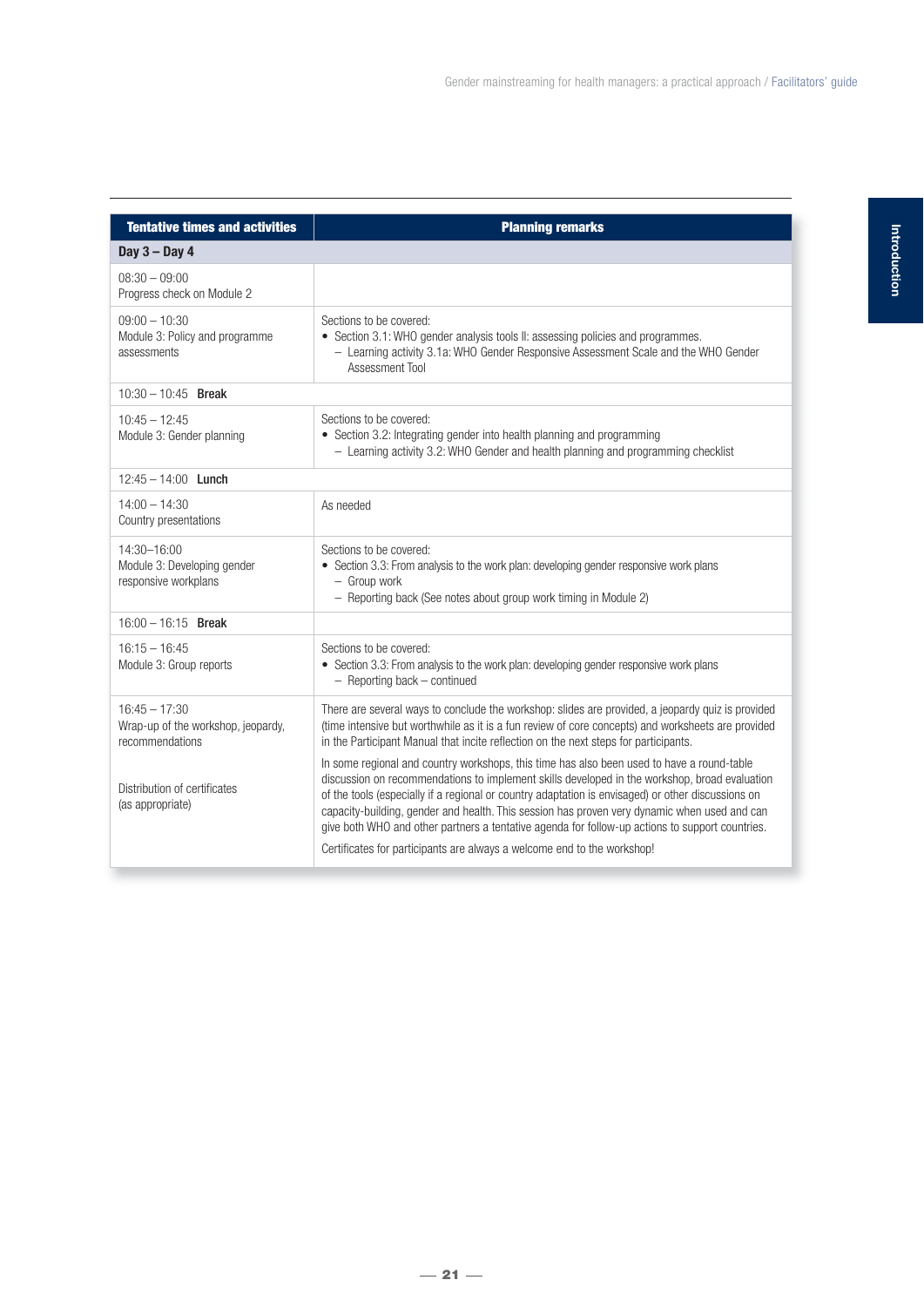| Tentative times and activities | Planning remarks |
|---|---|
| **Day 3 – Day 4** | |
| 08:30 – 09:00<br>Progress check on Module 2 | |
| 09:00 – 10:30<br>Module 3: Policy and programme assessments | Sections to be covered:<br>• Section 3.1: WHO gender analysis tools II: assessing policies and programmes.<br>– Learning activity 3.1a: WHO Gender Responsive Assessment Scale and the WHO Gender Assessment Tool |
| 10:30 – 10:45 **Break** | |
| 10:45 – 12:45<br>Module 3: Gender planning | Sections to be covered:<br>• Section 3.2: Integrating gender into health planning and programming<br>– Learning activity 3.2: WHO Gender and health planning and programming checklist |
| 12:45 – 14:00 **Lunch** | |
| 14:00 – 14:30<br>Country presentations | As needed |
| 14:30–16:00<br>Module 3: Developing gender responsive workplans | Sections to be covered:<br>• Section 3.3: From analysis to the work plan: developing gender responsive work plans<br>– Group work<br>– Reporting back (See notes about group work timing in Module 2) |
| 16:00 – 16:15 **Break** | |
| 16:15 – 16:45<br>Module 3: Group reports | Sections to be covered:<br>• Section 3.3: From analysis to the work plan: developing gender responsive work plans<br>– Reporting back – continued |
| 16:45 – 17:30<br>Wrap-up of the workshop, jeopardy, recommendations<br><br>Distribution of certificates (as appropriate) | There are several ways to conclude the workshop: slides are provided, a jeopardy quiz is provided (time intensive but worthwhile as it is a fun review of core concepts) and worksheets are provided in the Participant Manual that incite reflection on the next steps for participants.<br><br>In some regional and country workshops, this time has also been used to have a round-table discussion on recommendations to implement skills developed in the workshop, broad evaluation of the tools (especially if a regional or country adaptation is envisaged) or other discussions on capacity-building, gender and health. This session has proven very dynamic when used and can give both WHO and other partners a tentative agenda for follow-up actions to support countries.<br><br>Certificates for participants are always a welcome end to the workshop! |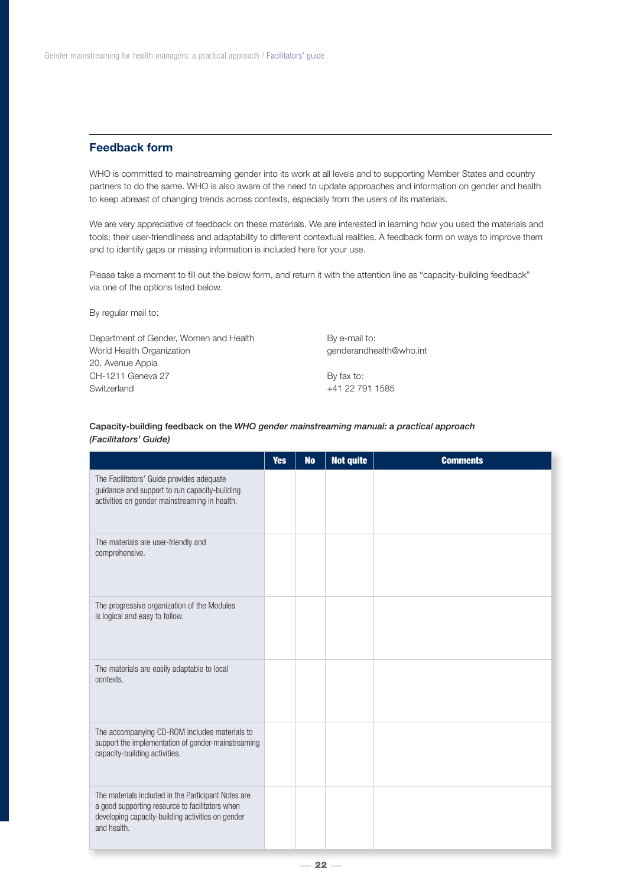## Feedback form

WHO is committed to mainstreaming gender into its work at all levels and to supporting Member States and country partners to do the same. WHO is also aware of the need to update approaches and information on gender and health to keep abreast of changing trends across contexts, especially from the users of its materials.

We are very appreciative of feedback on these materials. We are interested in learning how you used the materials and tools; their user-friendliness and adaptability to different contextual realities. A feedback form on ways to improve them and to identify gaps or missing information is included here for your use.

Please take a moment to fill out the below form, and return it with the attention line as "capacity-building feedback" via one of the options listed below.

By regular mail to:

Department of Gender, Women and Health
World Health Organization
20, Avenue Appia
CH-1211 Geneva 27
Switzerland

By e-mail to:
genderandhealth@who.int

By fax to:
+41 22 791 1585

Capacity-building feedback on the *WHO gender mainstreaming manual: a practical approach (Facilitators' Guide)*

| | Yes | No | Not quite | Comments |
|---|---|---|---|---|
| The Facilitators' Guide provides adequate guidance and support to run capacity-building activities on gender mainstreaming in health. | | | | |
| The materials are user-friendly and comprehensive. | | | | |
| The progressive organization of the Modules is logical and easy to follow. | | | | |
| The materials are easily adaptable to local contexts. | | | | |
| The accompanying CD-ROM includes materials to support the implementation of gender-mainstreaming capacity-building activities. | | | | |
| The materials included in the Participant Notes are a good supporting resource to facilitators when developing capacity-building activities on gender and health. | | | | |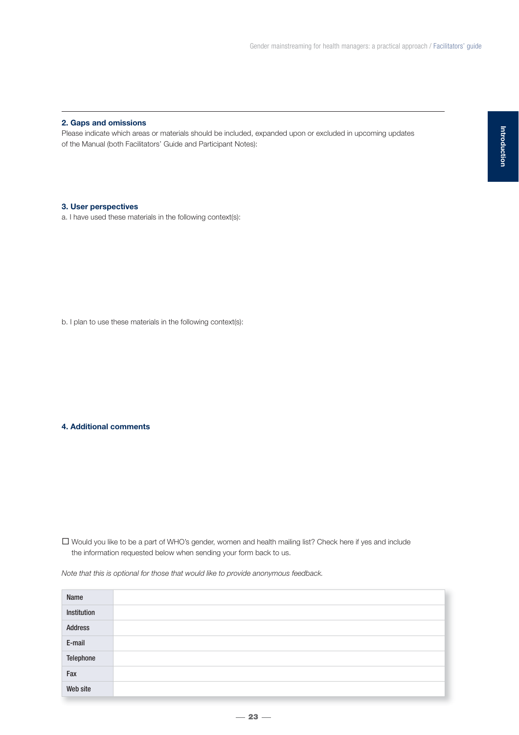## 2. Gaps and omissions

Please indicate which areas or materials should be included, expanded upon or excluded in upcoming updates of the Manual (both Facilitators' Guide and Participant Notes):

## 3. User perspectives

a. I have used these materials in the following context(s):

b. I plan to use these materials in the following context(s):

## 4. Additional comments

☐ Would you like to be a part of WHO's gender, women and health mailing list? Check here if yes and include the information requested below when sending your form back to us.

*Note that this is optional for those that would like to provide anonymous feedback.*

| Name | |
|---|---|
| Institution | |
| Address | |
| E-mail | |
| Telephone | |
| Fax | |
| Web site | |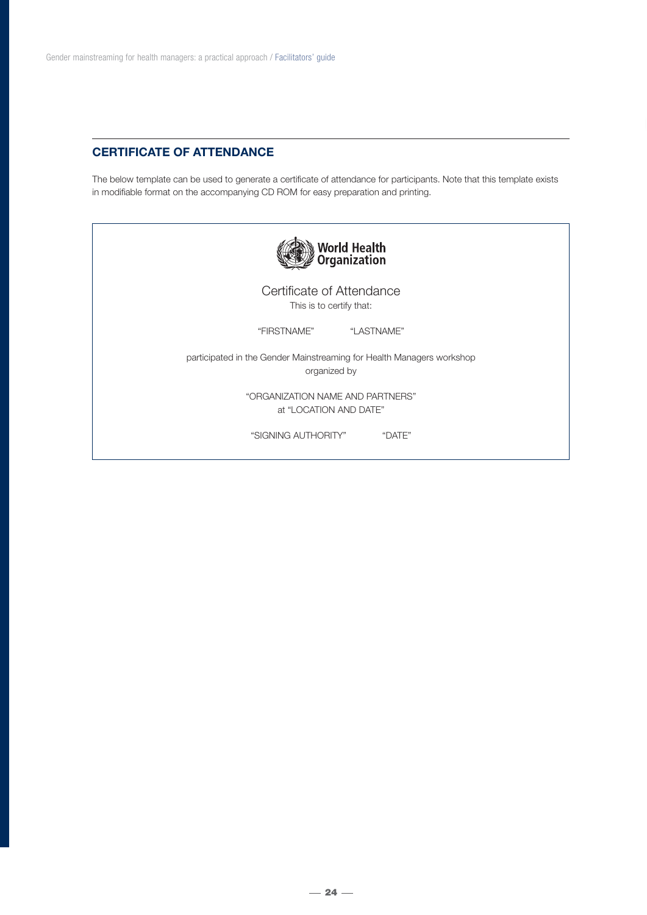## CERTIFICATE OF ATTENDANCE

The below template can be used to generate a certificate of attendance for participants. Note that this template exists in modifiable format on the accompanying CD ROM for easy preparation and printing.

World Health Organization

Certificate of Attendance

This is to certify that:

"FIRSTNAME" "LASTNAME"

participated in the Gender Mainstreaming for Health Managers workshop organized by

"ORGANIZATION NAME AND PARTNERS"
at "LOCATION AND DATE"

"SIGNING AUTHORITY" "DATE"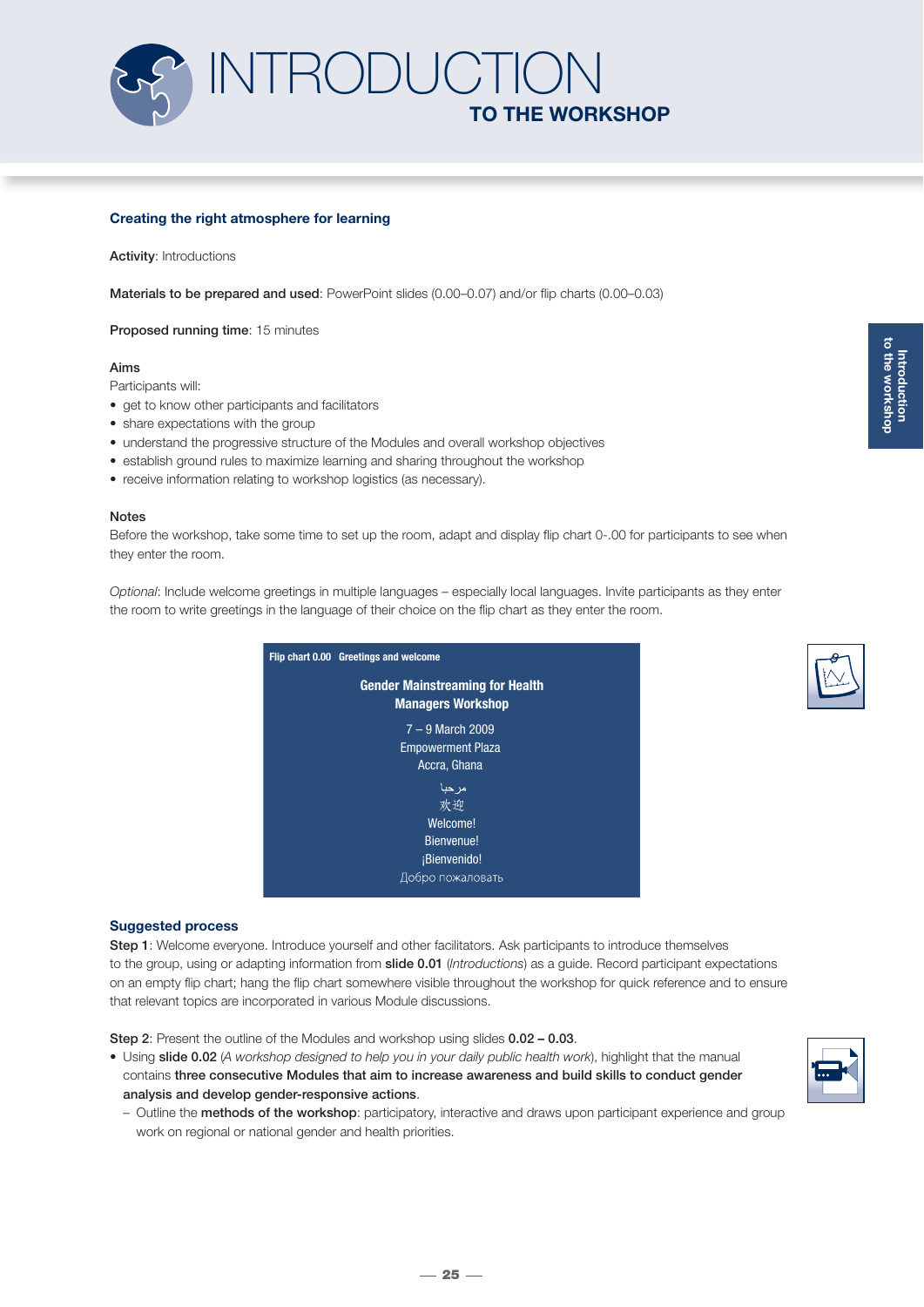# INTRODUCTION
## TO THE WORKSHOP

### Creating the right atmosphere for learning

**Activity**: Introductions

**Materials to be prepared and used**: PowerPoint slides (0.00–0.07) and/or flip charts (0.00–0.03)

**Proposed running time**: 15 minutes

**Aims**

Participants will:

- get to know other participants and facilitators
- share expectations with the group
- understand the progressive structure of the Modules and overall workshop objectives
- establish ground rules to maximize learning and sharing throughout the workshop
- receive information relating to workshop logistics (as necessary).

**Notes**

Before the workshop, take some time to set up the room, adapt and display flip chart 0-.00 for participants to see when they enter the room.

*Optional*: Include welcome greetings in multiple languages – especially local languages. Invite participants as they enter the room to write greetings in the language of their choice on the flip chart as they enter the room.

**Flip chart 0.00 Greetings and welcome**

**Gender Mainstreaming for Health Managers Workshop**

7 – 9 March 2009
Empowerment Plaza
Accra, Ghana

مرحبا
欢迎
Welcome!
Bienvenue!
¡Bienvenido!
Добро пожаловать

### Suggested process

**Step 1**: Welcome everyone. Introduce yourself and other facilitators. Ask participants to introduce themselves to the group, using or adapting information from **slide 0.01** (*Introductions*) as a guide. Record participant expectations on an empty flip chart; hang the flip chart somewhere visible throughout the workshop for quick reference and to ensure that relevant topics are incorporated in various Module discussions.

**Step 2**: Present the outline of the Modules and workshop using slides **0.02 – 0.03**.

- Using **slide 0.02** (*A workshop designed to help you in your daily public health work*), highlight that the manual contains **three consecutive Modules that aim to increase awareness and build skills to conduct gender analysis and develop gender-responsive actions**.
  - Outline the **methods of the workshop**: participatory, interactive and draws upon participant experience and group work on regional or national gender and health priorities.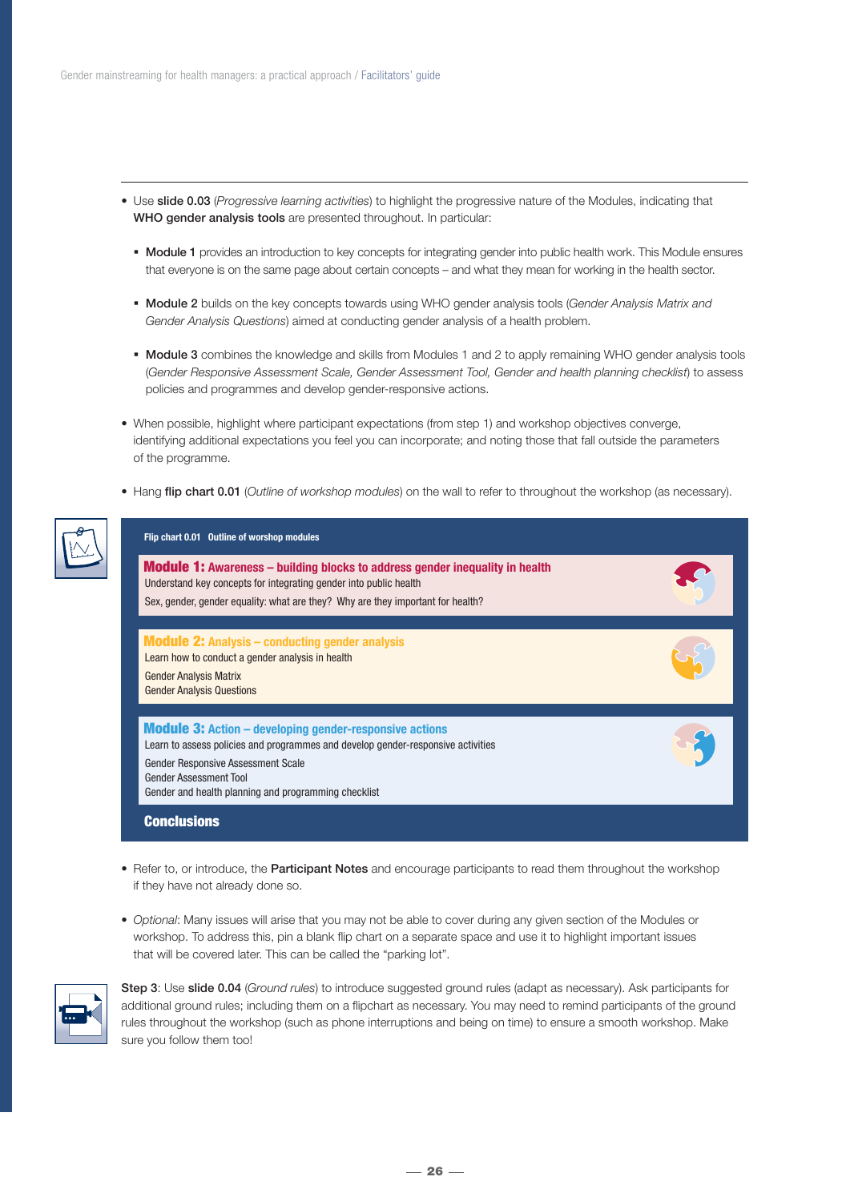- Use **slide 0.03** (*Progressive learning activities*) to highlight the progressive nature of the Modules, indicating that **WHO gender analysis tools** are presented throughout. In particular:
  - **Module 1** provides an introduction to key concepts for integrating gender into public health work. This Module ensures that everyone is on the same page about certain concepts – and what they mean for working in the health sector.
  - **Module 2** builds on the key concepts towards using WHO gender analysis tools (*Gender Analysis Matrix and Gender Analysis Questions*) aimed at conducting gender analysis of a health problem.
  - **Module 3** combines the knowledge and skills from Modules 1 and 2 to apply remaining WHO gender analysis tools (*Gender Responsive Assessment Scale, Gender Assessment Tool, Gender and health planning checklist*) to assess policies and programmes and develop gender-responsive actions.
- When possible, highlight where participant expectations (from step 1) and workshop objectives converge, identifying additional expectations you feel you can incorporate; and noting those that fall outside the parameters of the programme.
- Hang **flip chart 0.01** (*Outline of workshop modules*) on the wall to refer to throughout the workshop (as necessary).

**Flip chart 0.01 Outline of worshop modules**

**Module 1: Awareness – building blocks to address gender inequality in health**
Understand key concepts for integrating gender into public health
Sex, gender, gender equality: what are they? Why are they important for health?

**Module 2: Analysis – conducting gender analysis**
Learn how to conduct a gender analysis in health
Gender Analysis Matrix
Gender Analysis Questions

**Module 3: Action – developing gender-responsive actions**
Learn to assess policies and programmes and develop gender-responsive activities
Gender Responsive Assessment Scale
Gender Assessment Tool
Gender and health planning and programming checklist

**Conclusions**

- Refer to, or introduce, the **Participant Notes** and encourage participants to read them throughout the workshop if they have not already done so.
- *Optional*: Many issues will arise that you may not be able to cover during any given section of the Modules or workshop. To address this, pin a blank flip chart on a separate space and use it to highlight important issues that will be covered later. This can be called the "parking lot".

**Step 3**: Use **slide 0.04** (*Ground rules*) to introduce suggested ground rules (adapt as necessary). Ask participants for additional ground rules; including them on a flipchart as necessary. You may need to remind participants of the ground rules throughout the workshop (such as phone interruptions and being on time) to ensure a smooth workshop. Make sure you follow them too!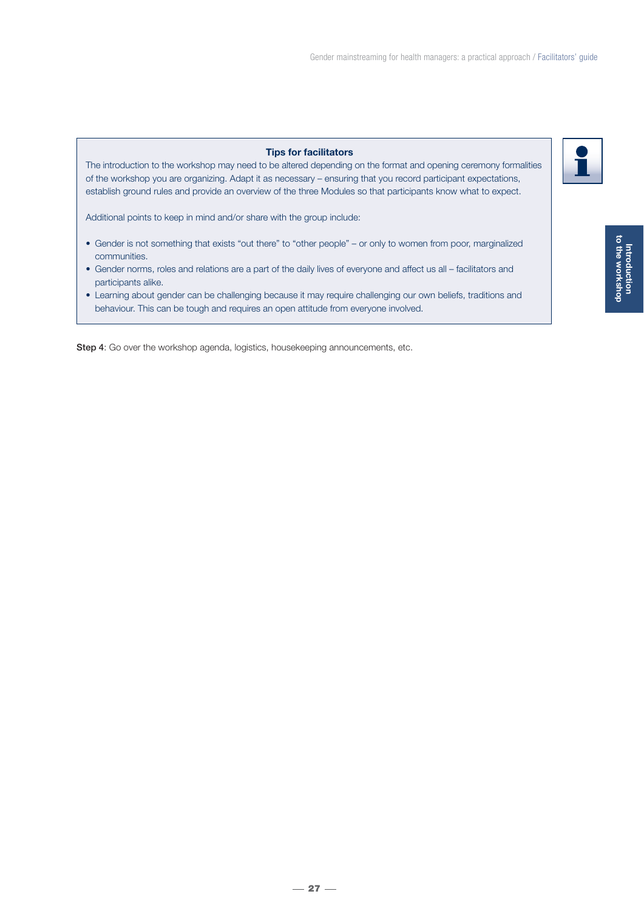**Tips for facilitators**

The introduction to the workshop may need to be altered depending on the format and opening ceremony formalities of the workshop you are organizing. Adapt it as necessary – ensuring that you record participant expectations, establish ground rules and provide an overview of the three Modules so that participants know what to expect.

Additional points to keep in mind and/or share with the group include:

- Gender is not something that exists "out there" to "other people" – or only to women from poor, marginalized communities.
- Gender norms, roles and relations are a part of the daily lives of everyone and affect us all – facilitators and participants alike.
- Learning about gender can be challenging because it may require challenging our own beliefs, traditions and behaviour. This can be tough and requires an open attitude from everyone involved.

**Step 4**: Go over the workshop agenda, logistics, housekeeping announcements, etc.